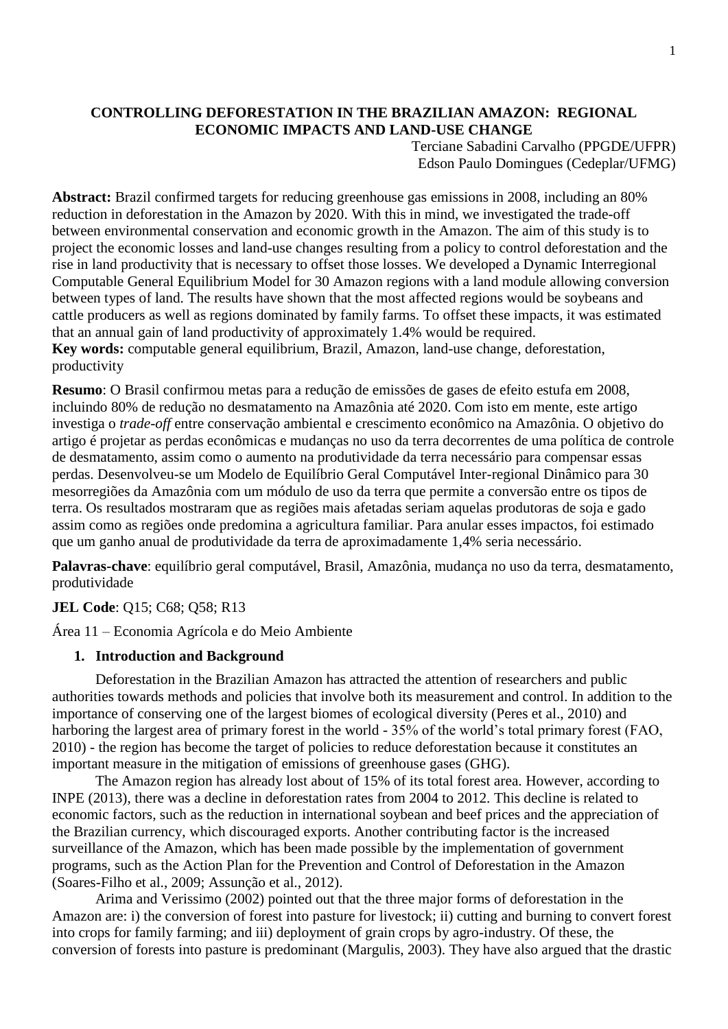# CONTROLLING DEFORESTATION IN THE BRAZILIAN AMAZON: REGIONAL ECONOMIC IMPACTS AND LAND-USE CHANGE

Terciane Sabadini Carvalho (PPGDE/UFPR)
Edson Paulo Domingues (Cedeplar/UFMG)

**Abstract:** Brazil confirmed targets for reducing greenhouse gas emissions in 2008, including an 80% reduction in deforestation in the Amazon by 2020. With this in mind, we investigated the trade-off between environmental conservation and economic growth in the Amazon. The aim of this study is to project the economic losses and land-use changes resulting from a policy to control deforestation and the rise in land productivity that is necessary to offset those losses. We developed a Dynamic Interregional Computable General Equilibrium Model for 30 Amazon regions with a land module allowing conversion between types of land. The results have shown that the most affected regions would be soybeans and cattle producers as well as regions dominated by family farms. To offset these impacts, it was estimated that an annual gain of land productivity of approximately 1.4% would be required.
**Key words:** computable general equilibrium, Brazil, Amazon, land-use change, deforestation, productivity

**Resumo**: O Brasil confirmou metas para a redução de emissões de gases de efeito estufa em 2008, incluindo 80% de redução no desmatamento na Amazônia até 2020. Com isto em mente, este artigo investiga o *trade-off* entre conservação ambiental e crescimento econômico na Amazônia. O objetivo do artigo é projetar as perdas econômicas e mudanças no uso da terra decorrentes de uma política de controle de desmatamento, assim como o aumento na produtividade da terra necessário para compensar essas perdas. Desenvolveu-se um Modelo de Equilíbrio Geral Computável Inter-regional Dinâmico para 30 mesorregiões da Amazônia com um módulo de uso da terra que permite a conversão entre os tipos de terra. Os resultados mostraram que as regiões mais afetadas seriam aquelas produtoras de soja e gado assim como as regiões onde predomina a agricultura familiar. Para anular esses impactos, foi estimado que um ganho anual de produtividade da terra de aproximadamente 1,4% seria necessário.

**Palavras-chave**: equilíbrio geral computável, Brasil, Amazônia, mudança no uso da terra, desmatamento, produtividade

**JEL Code**: Q15; C68; Q58; R13

Área 11 – Economia Agrícola e do Meio Ambiente

## 1. Introduction and Background

Deforestation in the Brazilian Amazon has attracted the attention of researchers and public authorities towards methods and policies that involve both its measurement and control. In addition to the importance of conserving one of the largest biomes of ecological diversity (Peres et al., 2010) and harboring the largest area of primary forest in the world - 35% of the world's total primary forest (FAO, 2010) - the region has become the target of policies to reduce deforestation because it constitutes an important measure in the mitigation of emissions of greenhouse gases (GHG).

The Amazon region has already lost about of 15% of its total forest area. However, according to INPE (2013), there was a decline in deforestation rates from 2004 to 2012. This decline is related to economic factors, such as the reduction in international soybean and beef prices and the appreciation of the Brazilian currency, which discouraged exports. Another contributing factor is the increased surveillance of the Amazon, which has been made possible by the implementation of government programs, such as the Action Plan for the Prevention and Control of Deforestation in the Amazon (Soares-Filho et al., 2009; Assunção et al., 2012).

Arima and Verissimo (2002) pointed out that the three major forms of deforestation in the Amazon are: i) the conversion of forest into pasture for livestock; ii) cutting and burning to convert forest into crops for family farming; and iii) deployment of grain crops by agro-industry. Of these, the conversion of forests into pasture is predominant (Margulis, 2003). They have also argued that the drastic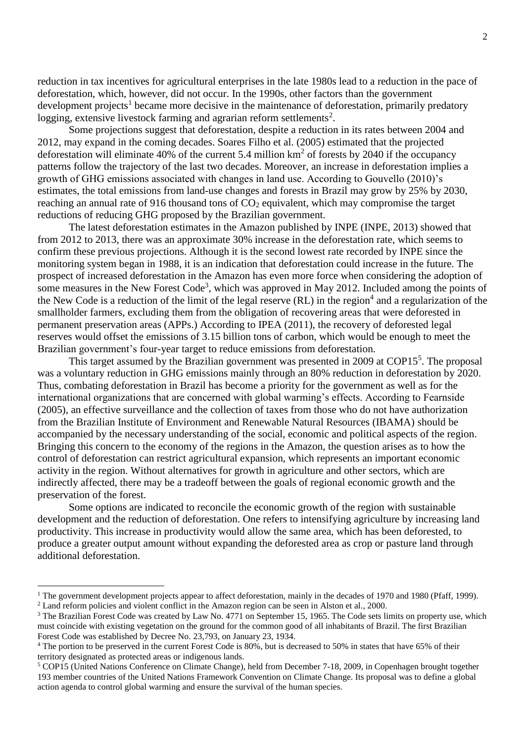reduction in tax incentives for agricultural enterprises in the late 1980s lead to a reduction in the pace of deforestation, which, however, did not occur. In the 1990s, other factors than the government development projects[1] became more decisive in the maintenance of deforestation, primarily predatory logging, extensive livestock farming and agrarian reform settlements[2].

Some projections suggest that deforestation, despite a reduction in its rates between 2004 and 2012, may expand in the coming decades. Soares Filho et al. (2005) estimated that the projected deforestation will eliminate 40% of the current 5.4 million km$^2$ of forests by 2040 if the occupancy patterns follow the trajectory of the last two decades. Moreover, an increase in deforestation implies a growth of GHG emissions associated with changes in land use. According to Gouvello (2010)'s estimates, the total emissions from land-use changes and forests in Brazil may grow by 25% by 2030, reaching an annual rate of 916 thousand tons of $CO_2$ equivalent, which may compromise the target reductions of reducing GHG proposed by the Brazilian government.

The latest deforestation estimates in the Amazon published by INPE (INPE, 2013) showed that from 2012 to 2013, there was an approximate 30% increase in the deforestation rate, which seems to confirm these previous projections. Although it is the second lowest rate recorded by INPE since the monitoring system began in 1988, it is an indication that deforestation could increase in the future. The prospect of increased deforestation in the Amazon has even more force when considering the adoption of some measures in the New Forest Code[3], which was approved in May 2012. Included among the points of the New Code is a reduction of the limit of the legal reserve (RL) in the region[4] and a regularization of the smallholder farmers, excluding them from the obligation of recovering areas that were deforested in permanent preservation areas (APPs.) According to IPEA (2011), the recovery of deforested legal reserves would offset the emissions of 3.15 billion tons of carbon, which would be enough to meet the Brazilian government's four-year target to reduce emissions from deforestation.

This target assumed by the Brazilian government was presented in 2009 at COP15[5]. The proposal was a voluntary reduction in GHG emissions mainly through an 80% reduction in deforestation by 2020. Thus, combating deforestation in Brazil has become a priority for the government as well as for the international organizations that are concerned with global warming's effects. According to Fearnside (2005), an effective surveillance and the collection of taxes from those who do not have authorization from the Brazilian Institute of Environment and Renewable Natural Resources (IBAMA) should be accompanied by the necessary understanding of the social, economic and political aspects of the region. Bringing this concern to the economy of the regions in the Amazon, the question arises as to how the control of deforestation can restrict agricultural expansion, which represents an important economic activity in the region. Without alternatives for growth in agriculture and other sectors, which are indirectly affected, there may be a tradeoff between the goals of regional economic growth and the preservation of the forest.

Some options are indicated to reconcile the economic growth of the region with sustainable development and the reduction of deforestation. One refers to intensifying agriculture by increasing land productivity. This increase in productivity would allow the same area, which has been deforested, to produce a greater output amount without expanding the deforested area as crop or pasture land through additional deforestation.

---

[1] The government development projects appear to affect deforestation, mainly in the decades of 1970 and 1980 (Pfaff, 1999).

[2] Land reform policies and violent conflict in the Amazon region can be seen in Alston et al., 2000.

[3] The Brazilian Forest Code was created by Law No. 4771 on September 15, 1965. The Code sets limits on property use, which must coincide with existing vegetation on the ground for the common good of all inhabitants of Brazil. The first Brazilian Forest Code was established by Decree No. 23,793, on January 23, 1934.

[4] The portion to be preserved in the current Forest Code is 80%, but is decreased to 50% in states that have 65% of their territory designated as protected areas or indigenous lands.

[5] COP15 (United Nations Conference on Climate Change), held from December 7-18, 2009, in Copenhagen brought together 193 member countries of the United Nations Framework Convention on Climate Change. Its proposal was to define a global action agenda to control global warming and ensure the survival of the human species.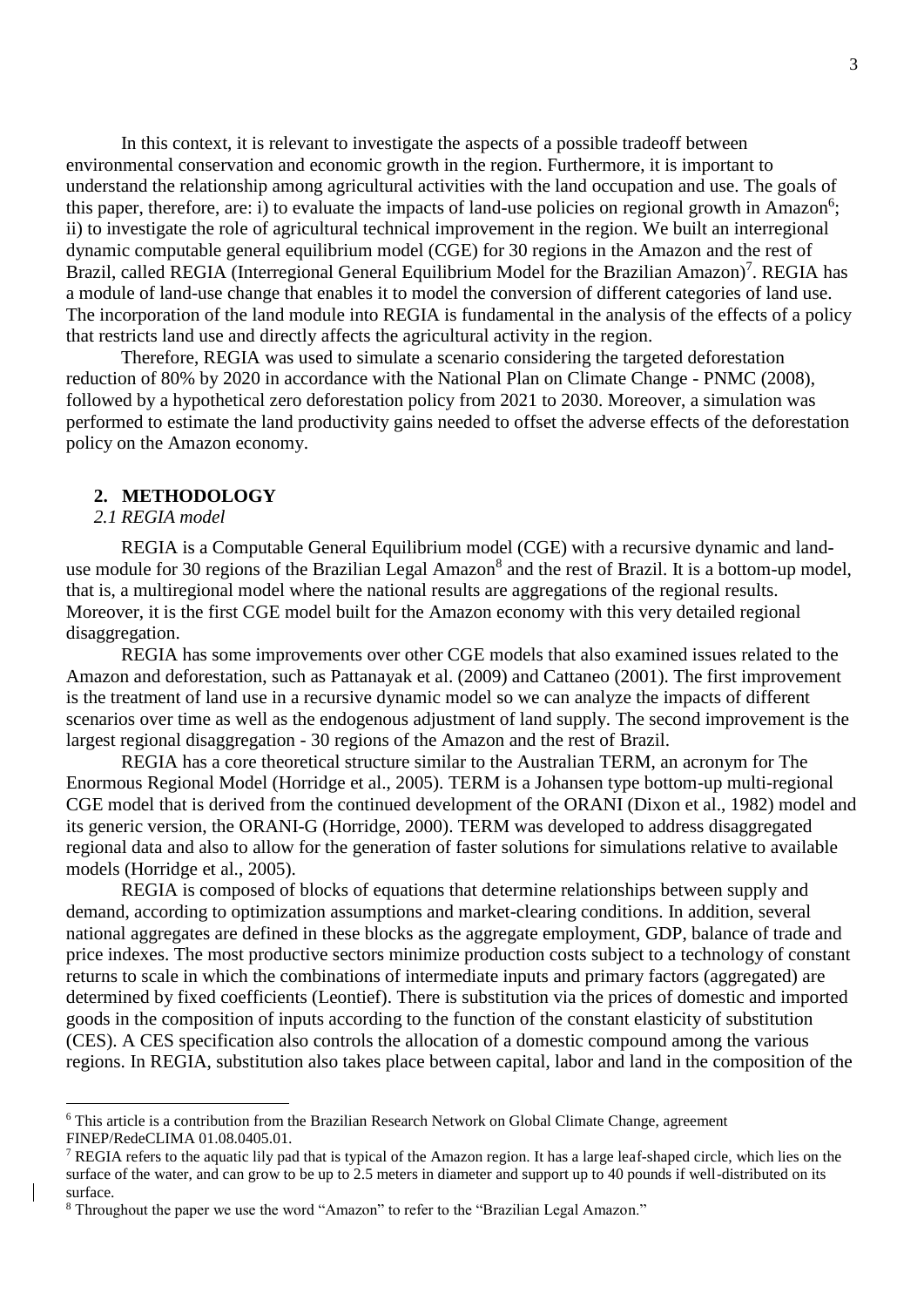In this context, it is relevant to investigate the aspects of a possible tradeoff between environmental conservation and economic growth in the region. Furthermore, it is important to understand the relationship among agricultural activities with the land occupation and use. The goals of this paper, therefore, are: i) to evaluate the impacts of land-use policies on regional growth in Amazon[6]; ii) to investigate the role of agricultural technical improvement in the region. We built an interregional dynamic computable general equilibrium model (CGE) for 30 regions in the Amazon and the rest of Brazil, called REGIA (Interregional General Equilibrium Model for the Brazilian Amazon)[7]. REGIA has a module of land-use change that enables it to model the conversion of different categories of land use. The incorporation of the land module into REGIA is fundamental in the analysis of the effects of a policy that restricts land use and directly affects the agricultural activity in the region.

Therefore, REGIA was used to simulate a scenario considering the targeted deforestation reduction of 80% by 2020 in accordance with the National Plan on Climate Change - PNMC (2008), followed by a hypothetical zero deforestation policy from 2021 to 2030. Moreover, a simulation was performed to estimate the land productivity gains needed to offset the adverse effects of the deforestation policy on the Amazon economy.

## 2. METHODOLOGY

### *2.1 REGIA model*

REGIA is a Computable General Equilibrium model (CGE) with a recursive dynamic and land-use module for 30 regions of the Brazilian Legal Amazon[8] and the rest of Brazil. It is a bottom-up model, that is, a multiregional model where the national results are aggregations of the regional results. Moreover, it is the first CGE model built for the Amazon economy with this very detailed regional disaggregation.

REGIA has some improvements over other CGE models that also examined issues related to the Amazon and deforestation, such as Pattanayak et al. (2009) and Cattaneo (2001). The first improvement is the treatment of land use in a recursive dynamic model so we can analyze the impacts of different scenarios over time as well as the endogenous adjustment of land supply. The second improvement is the largest regional disaggregation - 30 regions of the Amazon and the rest of Brazil.

REGIA has a core theoretical structure similar to the Australian TERM, an acronym for The Enormous Regional Model (Horridge et al., 2005). TERM is a Johansen type bottom-up multi-regional CGE model that is derived from the continued development of the ORANI (Dixon et al., 1982) model and its generic version, the ORANI-G (Horridge, 2000). TERM was developed to address disaggregated regional data and also to allow for the generation of faster solutions for simulations relative to available models (Horridge et al., 2005).

REGIA is composed of blocks of equations that determine relationships between supply and demand, according to optimization assumptions and market-clearing conditions. In addition, several national aggregates are defined in these blocks as the aggregate employment, GDP, balance of trade and price indexes. The most productive sectors minimize production costs subject to a technology of constant returns to scale in which the combinations of intermediate inputs and primary factors (aggregated) are determined by fixed coefficients (Leontief). There is substitution via the prices of domestic and imported goods in the composition of inputs according to the function of the constant elasticity of substitution (CES). A CES specification also controls the allocation of a domestic compound among the various regions. In REGIA, substitution also takes place between capital, labor and land in the composition of the

---

[6] This article is a contribution from the Brazilian Research Network on Global Climate Change, agreement FINEP/RedeCLIMA 01.08.0405.01.

[7] REGIA refers to the aquatic lily pad that is typical of the Amazon region. It has a large leaf-shaped circle, which lies on the surface of the water, and can grow to be up to 2.5 meters in diameter and support up to 40 pounds if well-distributed on its surface.

[8] Throughout the paper we use the word "Amazon" to refer to the "Brazilian Legal Amazon."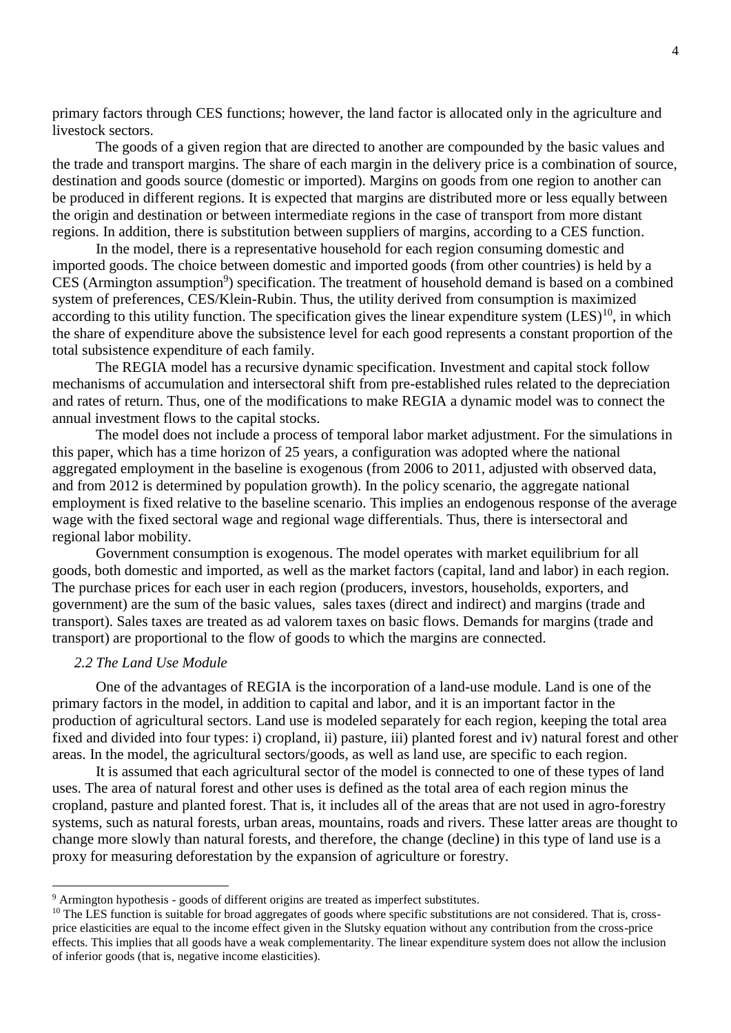primary factors through CES functions; however, the land factor is allocated only in the agriculture and livestock sectors.

The goods of a given region that are directed to another are compounded by the basic values and the trade and transport margins. The share of each margin in the delivery price is a combination of source, destination and goods source (domestic or imported). Margins on goods from one region to another can be produced in different regions. It is expected that margins are distributed more or less equally between the origin and destination or between intermediate regions in the case of transport from more distant regions. In addition, there is substitution between suppliers of margins, according to a CES function.

In the model, there is a representative household for each region consuming domestic and imported goods. The choice between domestic and imported goods (from other countries) is held by a CES (Armington assumption[9]) specification. The treatment of household demand is based on a combined system of preferences, CES/Klein-Rubin. Thus, the utility derived from consumption is maximized according to this utility function. The specification gives the linear expenditure system (LES)[10], in which the share of expenditure above the subsistence level for each good represents a constant proportion of the total subsistence expenditure of each family.

The REGIA model has a recursive dynamic specification. Investment and capital stock follow mechanisms of accumulation and intersectoral shift from pre-established rules related to the depreciation and rates of return. Thus, one of the modifications to make REGIA a dynamic model was to connect the annual investment flows to the capital stocks.

The model does not include a process of temporal labor market adjustment. For the simulations in this paper, which has a time horizon of 25 years, a configuration was adopted where the national aggregated employment in the baseline is exogenous (from 2006 to 2011, adjusted with observed data, and from 2012 is determined by population growth). In the policy scenario, the aggregate national employment is fixed relative to the baseline scenario. This implies an endogenous response of the average wage with the fixed sectoral wage and regional wage differentials. Thus, there is intersectoral and regional labor mobility.

Government consumption is exogenous. The model operates with market equilibrium for all goods, both domestic and imported, as well as the market factors (capital, land and labor) in each region. The purchase prices for each user in each region (producers, investors, households, exporters, and government) are the sum of the basic values, sales taxes (direct and indirect) and margins (trade and transport). Sales taxes are treated as ad valorem taxes on basic flows. Demands for margins (trade and transport) are proportional to the flow of goods to which the margins are connected.

### *2.2 The Land Use Module*

One of the advantages of REGIA is the incorporation of a land-use module. Land is one of the primary factors in the model, in addition to capital and labor, and it is an important factor in the production of agricultural sectors. Land use is modeled separately for each region, keeping the total area fixed and divided into four types: i) cropland, ii) pasture, iii) planted forest and iv) natural forest and other areas. In the model, the agricultural sectors/goods, as well as land use, are specific to each region.

It is assumed that each agricultural sector of the model is connected to one of these types of land uses. The area of natural forest and other uses is defined as the total area of each region minus the cropland, pasture and planted forest. That is, it includes all of the areas that are not used in agro-forestry systems, such as natural forests, urban areas, mountains, roads and rivers. These latter areas are thought to change more slowly than natural forests, and therefore, the change (decline) in this type of land use is a proxy for measuring deforestation by the expansion of agriculture or forestry.

---

[9] Armington hypothesis - goods of different origins are treated as imperfect substitutes.

[10] The LES function is suitable for broad aggregates of goods where specific substitutions are not considered. That is, cross-price elasticities are equal to the income effect given in the Slutsky equation without any contribution from the cross-price effects. This implies that all goods have a weak complementarity. The linear expenditure system does not allow the inclusion of inferior goods (that is, negative income elasticities).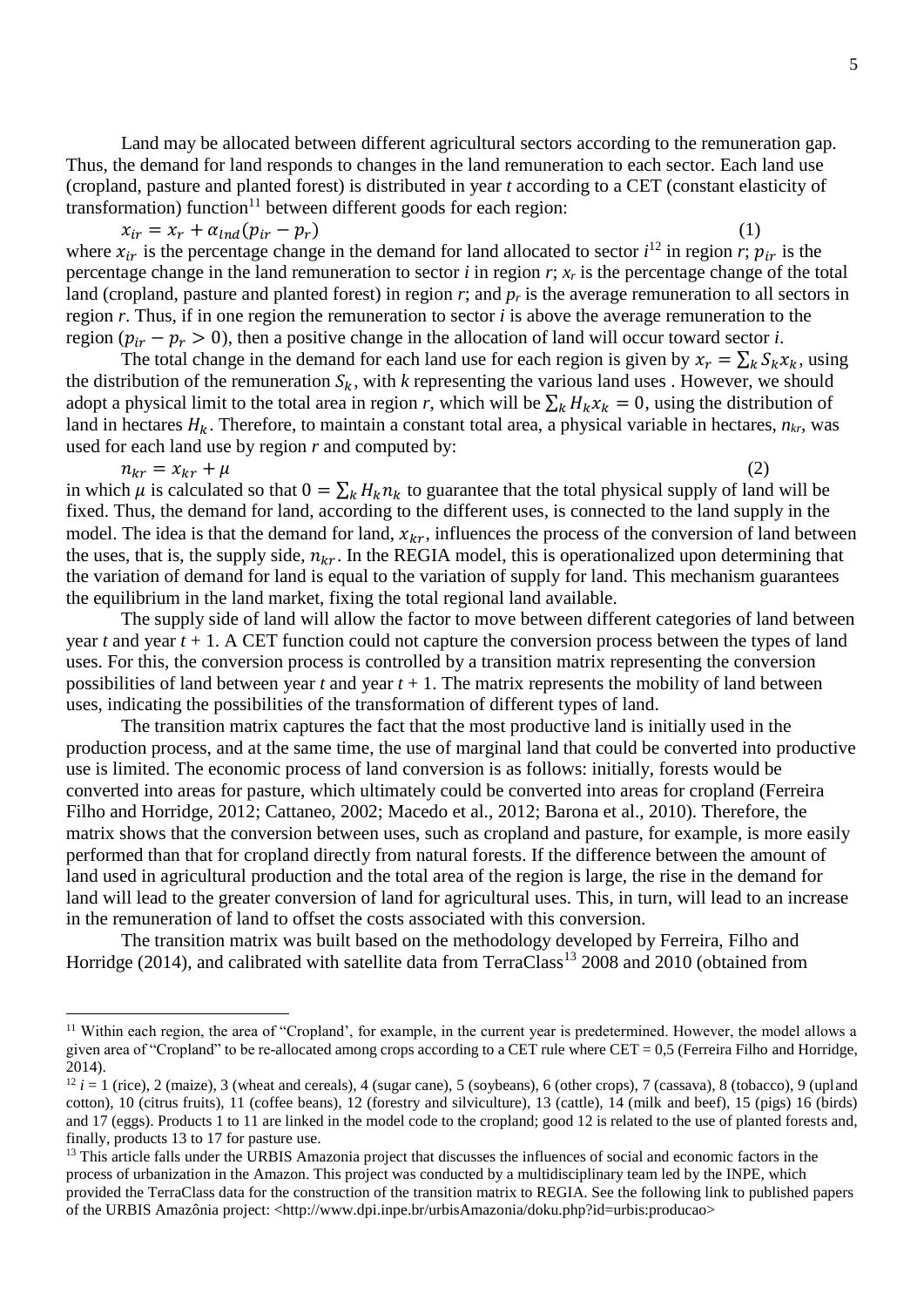Land may be allocated between different agricultural sectors according to the remuneration gap. Thus, the demand for land responds to changes in the land remuneration to each sector. Each land use (cropland, pasture and planted forest) is distributed in year *t* according to a CET (constant elasticity of transformation) function[11] between different goods for each region:

$$x_{ir} = x_r + \alpha_{lnd}(p_{ir} - p_r) \quad (1)$$

where $x_{ir}$ is the percentage change in the demand for land allocated to sector $i$[12] in region $r$; $p_{ir}$ is the percentage change in the land remuneration to sector $i$ in region $r$; $x_r$ is the percentage change of the total land (cropland, pasture and planted forest) in region $r$; and $p_r$ is the average remuneration to all sectors in region $r$. Thus, if in one region the remuneration to sector $i$ is above the average remuneration to the region ($p_{ir} - p_r > 0$), then a positive change in the allocation of land will occur toward sector $i$.

The total change in the demand for each land use for each region is given by $x_r = \sum_k S_k x_k$, using the distribution of the remuneration $S_k$, with $k$ representing the various land uses . However, we should adopt a physical limit to the total area in region $r$, which will be $\sum_k H_k x_k = 0$, using the distribution of land in hectares $H_k$. Therefore, to maintain a constant total area, a physical variable in hectares, $n_{kr}$, was used for each land use by region $r$ and computed by:

$$n_{kr} = x_{kr} + \mu \quad (2)$$

in which $\mu$ is calculated so that $0 = \sum_k H_k n_k$ to guarantee that the total physical supply of land will be fixed. Thus, the demand for land, according to the different uses, is connected to the land supply in the model. The idea is that the demand for land, $x_{kr}$, influences the process of the conversion of land between the uses, that is, the supply side, $n_{kr}$. In the REGIA model, this is operationalized upon determining that the variation of demand for land is equal to the variation of supply for land. This mechanism guarantees the equilibrium in the land market, fixing the total regional land available.

The supply side of land will allow the factor to move between different categories of land between year *t* and year *t* + 1. A CET function could not capture the conversion process between the types of land uses. For this, the conversion process is controlled by a transition matrix representing the conversion possibilities of land between year *t* and year *t* + 1. The matrix represents the mobility of land between uses, indicating the possibilities of the transformation of different types of land.

The transition matrix captures the fact that the most productive land is initially used in the production process, and at the same time, the use of marginal land that could be converted into productive use is limited. The economic process of land conversion is as follows: initially, forests would be converted into areas for pasture, which ultimately could be converted into areas for cropland (Ferreira Filho and Horridge, 2012; Cattaneo, 2002; Macedo et al., 2012; Barona et al., 2010). Therefore, the matrix shows that the conversion between uses, such as cropland and pasture, for example, is more easily performed than that for cropland directly from natural forests. If the difference between the amount of land used in agricultural production and the total area of the region is large, the rise in the demand for land will lead to the greater conversion of land for agricultural uses. This, in turn, will lead to an increase in the remuneration of land to offset the costs associated with this conversion.

The transition matrix was built based on the methodology developed by Ferreira, Filho and Horridge (2014), and calibrated with satellite data from TerraClass[13] 2008 and 2010 (obtained from

---

[11] Within each region, the area of "Cropland', for example, in the current year is predetermined. However, the model allows a given area of "Cropland" to be re-allocated among crops according to a CET rule where CET = 0,5 (Ferreira Filho and Horridge, 2014).

[12] $i$ = 1 (rice), 2 (maize), 3 (wheat and cereals), 4 (sugar cane), 5 (soybeans), 6 (other crops), 7 (cassava), 8 (tobacco), 9 (upland cotton), 10 (citrus fruits), 11 (coffee beans), 12 (forestry and silviculture), 13 (cattle), 14 (milk and beef), 15 (pigs) 16 (birds) and 17 (eggs). Products 1 to 11 are linked in the model code to the cropland; good 12 is related to the use of planted forests and, finally, products 13 to 17 for pasture use.

[13] This article falls under the URBIS Amazonia project that discusses the influences of social and economic factors in the process of urbanization in the Amazon. This project was conducted by a multidisciplinary team led by the INPE, which provided the TerraClass data for the construction of the transition matrix to REGIA. See the following link to published papers of the URBIS Amazônia project: <http://www.dpi.inpe.br/urbisAmazonia/doku.php?id=urbis:producao>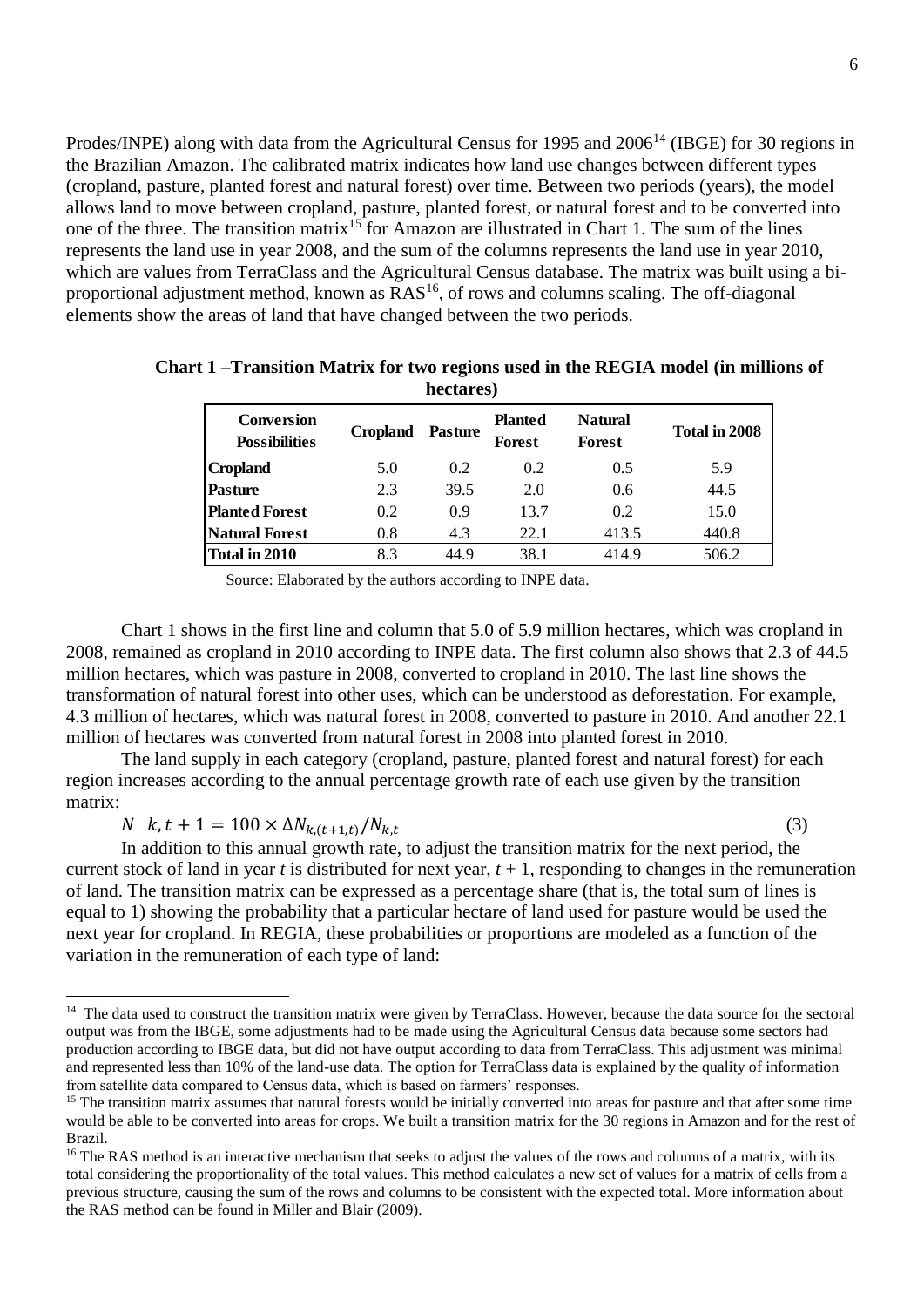Prodes/INPE) along with data from the Agricultural Census for 1995 and 2006[14] (IBGE) for 30 regions in the Brazilian Amazon. The calibrated matrix indicates how land use changes between different types (cropland, pasture, planted forest and natural forest) over time. Between two periods (years), the model allows land to move between cropland, pasture, planted forest, or natural forest and to be converted into one of the three. The transition matrix[15] for Amazon are illustrated in Chart 1. The sum of the lines represents the land use in year 2008, and the sum of the columns represents the land use in year 2010, which are values from TerraClass and the Agricultural Census database. The matrix was built using a bi-proportional adjustment method, known as RAS[16], of rows and columns scaling. The off-diagonal elements show the areas of land that have changed between the two periods.

**Chart 1 –Transition Matrix for two regions used in the REGIA model (in millions of hectares)**

| Conversion Possibilities | Cropland | Pasture | Planted Forest | Natural Forest | Total in 2008 |
|---|---|---|---|---|---|
| **Cropland** | 5.0 | 0.2 | 0.2 | 0.5 | 5.9 |
| **Pasture** | 2.3 | 39.5 | 2.0 | 0.6 | 44.5 |
| **Planted Forest** | 0.2 | 0.9 | 13.7 | 0.2 | 15.0 |
| **Natural Forest** | 0.8 | 4.3 | 22.1 | 413.5 | 440.8 |
| **Total in 2010** | 8.3 | 44.9 | 38.1 | 414.9 | 506.2 |

Source: Elaborated by the authors according to INPE data.

Chart 1 shows in the first line and column that 5.0 of 5.9 million hectares, which was cropland in 2008, remained as cropland in 2010 according to INPE data. The first column also shows that 2.3 of 44.5 million hectares, which was pasture in 2008, converted to cropland in 2010. The last line shows the transformation of natural forest into other uses, which can be understood as deforestation. For example, 4.3 million of hectares, which was natural forest in 2008, converted to pasture in 2010. And another 22.1 million of hectares was converted from natural forest in 2008 into planted forest in 2010.

The land supply in each category (cropland, pasture, planted forest and natural forest) for each region increases according to the annual percentage growth rate of each use given by the transition matrix:

$$N \quad k,t+1 = 100 \times \Delta N_{k,(t+1,t)} / N_{k,t} \tag{3}$$

In addition to this annual growth rate, to adjust the transition matrix for the next period, the current stock of land in year $t$ is distributed for next year, $t + 1$, responding to changes in the remuneration of land. The transition matrix can be expressed as a percentage share (that is, the total sum of lines is equal to 1) showing the probability that a particular hectare of land used for pasture would be used the next year for cropland. In REGIA, these probabilities or proportions are modeled as a function of the variation in the remuneration of each type of land:

---

[14] The data used to construct the transition matrix were given by TerraClass. However, because the data source for the sectoral output was from the IBGE, some adjustments had to be made using the Agricultural Census data because some sectors had production according to IBGE data, but did not have output according to data from TerraClass. This adjustment was minimal and represented less than 10% of the land-use data. The option for TerraClass data is explained by the quality of information from satellite data compared to Census data, which is based on farmers' responses.

[15] The transition matrix assumes that natural forests would be initially converted into areas for pasture and that after some time would be able to be converted into areas for crops. We built a transition matrix for the 30 regions in Amazon and for the rest of Brazil.

[16] The RAS method is an interactive mechanism that seeks to adjust the values of the rows and columns of a matrix, with its total considering the proportionality of the total values. This method calculates a new set of values for a matrix of cells from a previous structure, causing the sum of the rows and columns to be consistent with the expected total. More information about the RAS method can be found in Miller and Blair (2009).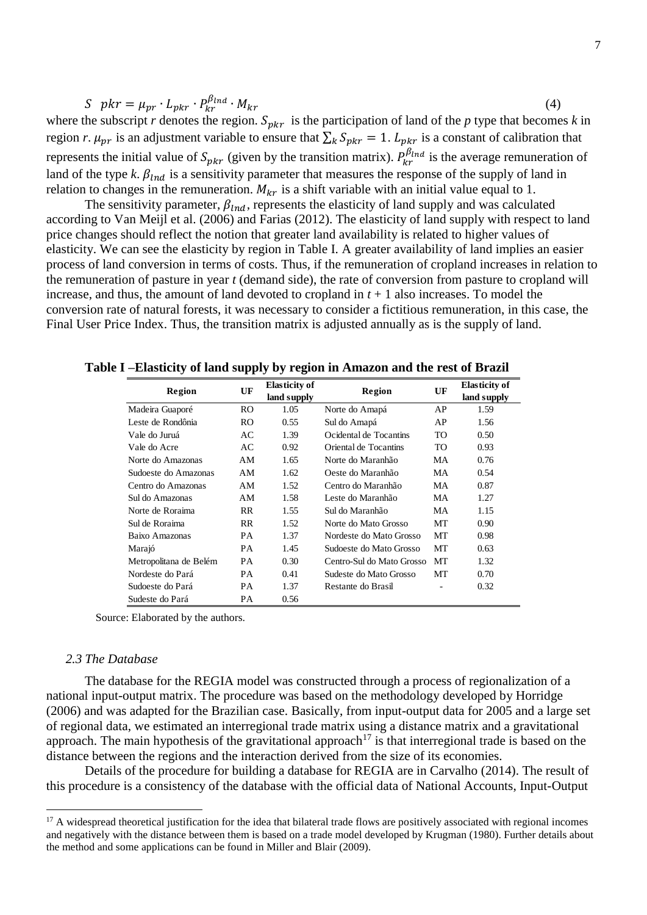$$S\ \ pkr = \mu_{pr} \cdot L_{pkr} \cdot P_{kr}^{\beta_{lnd}} \cdot M_{kr} \tag{4}$$

where the subscript *r* denotes the region. $S_{pkr}$ is the participation of land of the *p* type that becomes *k* in region *r*. $\mu_{pr}$ is an adjustment variable to ensure that $\sum_k S_{pkr} = 1$. $L_{pkr}$ is a constant of calibration that represents the initial value of $S_{pkr}$ (given by the transition matrix). $P_{kr}^{\beta_{lnd}}$ is the average remuneration of land of the type *k*. $\beta_{lnd}$ is a sensitivity parameter that measures the response of the supply of land in relation to changes in the remuneration. $M_{kr}$ is a shift variable with an initial value equal to 1.

The sensitivity parameter, $\beta_{lnd}$, represents the elasticity of land supply and was calculated according to Van Meijl et al. (2006) and Farias (2012). The elasticity of land supply with respect to land price changes should reflect the notion that greater land availability is related to higher values of elasticity. We can see the elasticity by region in Table I. A greater availability of land implies an easier process of land conversion in terms of costs. Thus, if the remuneration of cropland increases in relation to the remuneration of pasture in year *t* (demand side), the rate of conversion from pasture to cropland will increase, and thus, the amount of land devoted to cropland in *t* + 1 also increases. To model the conversion rate of natural forests, it was necessary to consider a fictitious remuneration, in this case, the Final User Price Index. Thus, the transition matrix is adjusted annually as is the supply of land.

**Table I –Elasticity of land supply by region in Amazon and the rest of Brazil**

| Region | UF | Elasticity of land supply | Region | UF | Elasticity of land supply |
|---|---|---|---|---|---|
| Madeira Guaporé | RO | 1.05 | Norte do Amapá | AP | 1.59 |
| Leste de Rondônia | RO | 0.55 | Sul do Amapá | AP | 1.56 |
| Vale do Juruá | AC | 1.39 | Ocidental de Tocantins | TO | 0.50 |
| Vale do Acre | AC | 0.92 | Oriental de Tocantins | TO | 0.93 |
| Norte do Amazonas | AM | 1.65 | Norte do Maranhão | MA | 0.76 |
| Sudoeste do Amazonas | AM | 1.62 | Oeste do Maranhão | MA | 0.54 |
| Centro do Amazonas | AM | 1.52 | Centro do Maranhão | MA | 0.87 |
| Sul do Amazonas | AM | 1.58 | Leste do Maranhão | MA | 1.27 |
| Norte de Roraima | RR | 1.55 | Sul do Maranhão | MA | 1.15 |
| Sul de Roraima | RR | 1.52 | Norte do Mato Grosso | MT | 0.90 |
| Baixo Amazonas | PA | 1.37 | Nordeste do Mato Grosso | MT | 0.98 |
| Marajó | PA | 1.45 | Sudoeste do Mato Grosso | MT | 0.63 |
| Metropolitana de Belém | PA | 0.30 | Centro-Sul do Mato Grosso | MT | 1.32 |
| Nordeste do Pará | PA | 0.41 | Sudeste do Mato Grosso | MT | 0.70 |
| Sudoeste do Pará | PA | 1.37 | Restante do Brasil | - | 0.32 |
| Sudeste do Pará | PA | 0.56 | | | |

Source: Elaborated by the authors.

### *2.3 The Database*

The database for the REGIA model was constructed through a process of regionalization of a national input-output matrix. The procedure was based on the methodology developed by Horridge (2006) and was adapted for the Brazilian case. Basically, from input-output data for 2005 and a large set of regional data, we estimated an interregional trade matrix using a distance matrix and a gravitational approach. The main hypothesis of the gravitational approach[17] is that interregional trade is based on the distance between the regions and the interaction derived from the size of its economies.

Details of the procedure for building a database for REGIA are in Carvalho (2014). The result of this procedure is a consistency of the database with the official data of National Accounts, Input-Output

[17] A widespread theoretical justification for the idea that bilateral trade flows are positively associated with regional incomes and negatively with the distance between them is based on a trade model developed by Krugman (1980). Further details about the method and some applications can be found in Miller and Blair (2009).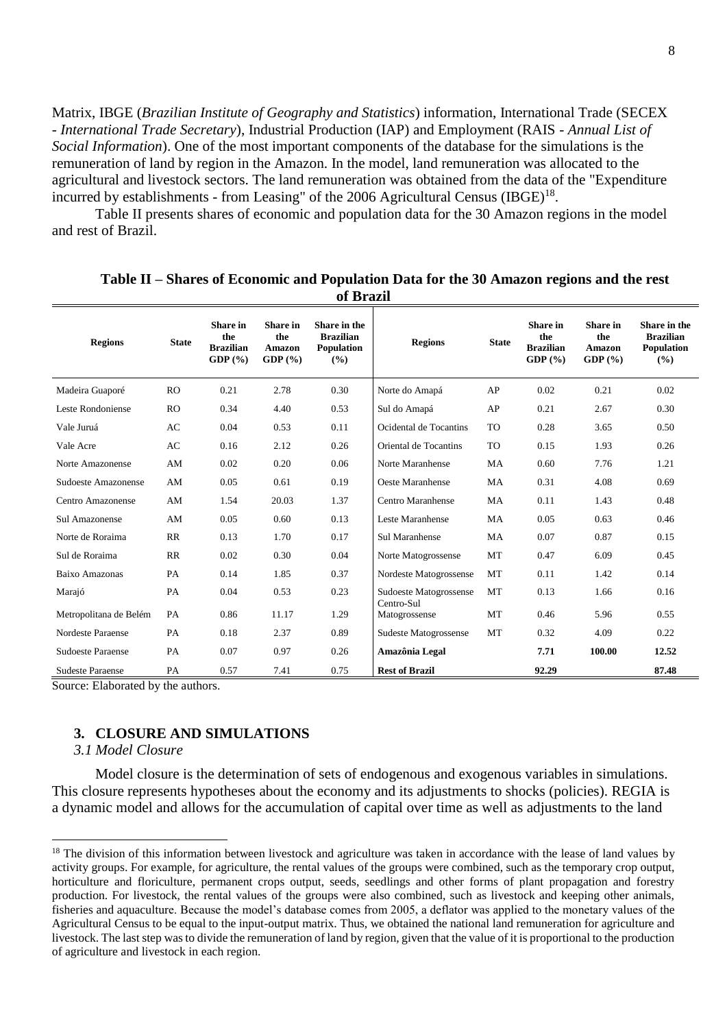Matrix, IBGE (*Brazilian Institute of Geography and Statistics*) information, International Trade (SECEX - *International Trade Secretary*), Industrial Production (IAP) and Employment (RAIS - *Annual List of Social Information*). One of the most important components of the database for the simulations is the remuneration of land by region in the Amazon. In the model, land remuneration was allocated to the agricultural and livestock sectors. The land remuneration was obtained from the data of the "Expenditure incurred by establishments - from Leasing" of the 2006 Agricultural Census (IBGE)[18].

Table II presents shares of economic and population data for the 30 Amazon regions in the model and rest of Brazil.

**Table II – Shares of Economic and Population Data for the 30 Amazon regions and the rest of Brazil**

| Regions | State | Share in the Brazilian GDP (%) | Share in the Amazon GDP (%) | Share in the Brazilian Population (%) | Regions | State | Share in the Brazilian GDP (%) | Share in the Amazon GDP (%) | Share in the Brazilian Population (%) |
|---|---|---|---|---|---|---|---|---|---|
| Madeira Guaporé | RO | 0.21 | 2.78 | 0.30 | Norte do Amapá | AP | 0.02 | 0.21 | 0.02 |
| Leste Rondoniense | RO | 0.34 | 4.40 | 0.53 | Sul do Amapá | AP | 0.21 | 2.67 | 0.30 |
| Vale Juruá | AC | 0.04 | 0.53 | 0.11 | Ocidental de Tocantins | TO | 0.28 | 3.65 | 0.50 |
| Vale Acre | AC | 0.16 | 2.12 | 0.26 | Oriental de Tocantins | TO | 0.15 | 1.93 | 0.26 |
| Norte Amazonense | AM | 0.02 | 0.20 | 0.06 | Norte Maranhense | MA | 0.60 | 7.76 | 1.21 |
| Sudoeste Amazonense | AM | 0.05 | 0.61 | 0.19 | Oeste Maranhense | MA | 0.31 | 4.08 | 0.69 |
| Centro Amazonense | AM | 1.54 | 20.03 | 1.37 | Centro Maranhense | MA | 0.11 | 1.43 | 0.48 |
| Sul Amazonense | AM | 0.05 | 0.60 | 0.13 | Leste Maranhense | MA | 0.05 | 0.63 | 0.46 |
| Norte de Roraima | RR | 0.13 | 1.70 | 0.17 | Sul Maranhense | MA | 0.07 | 0.87 | 0.15 |
| Sul de Roraima | RR | 0.02 | 0.30 | 0.04 | Norte Matogrossense | MT | 0.47 | 6.09 | 0.45 |
| Baixo Amazonas | PA | 0.14 | 1.85 | 0.37 | Nordeste Matogrossense | MT | 0.11 | 1.42 | 0.14 |
| Marajó | PA | 0.04 | 0.53 | 0.23 | Sudoeste Matogrossense | MT | 0.13 | 1.66 | 0.16 |
| Metropolitana de Belém | PA | 0.86 | 11.17 | 1.29 | Centro-Sul Matogrossense | MT | 0.46 | 5.96 | 0.55 |
| Nordeste Paraense | PA | 0.18 | 2.37 | 0.89 | Sudeste Matogrossense | MT | 0.32 | 4.09 | 0.22 |
| Sudoeste Paraense | PA | 0.07 | 0.97 | 0.26 | **Amazônia Legal** | | **7.71** | **100.00** | **12.52** |
| Sudeste Paraense | PA | 0.57 | 7.41 | 0.75 | **Rest of Brazil** | | **92.29** | | **87.48** |

Source: Elaborated by the authors.

## 3. CLOSURE AND SIMULATIONS

### *3.1 Model Closure*

Model closure is the determination of sets of endogenous and exogenous variables in simulations. This closure represents hypotheses about the economy and its adjustments to shocks (policies). REGIA is a dynamic model and allows for the accumulation of capital over time as well as adjustments to the land

[18] The division of this information between livestock and agriculture was taken in accordance with the lease of land values by activity groups. For example, for agriculture, the rental values of the groups were combined, such as the temporary crop output, horticulture and floriculture, permanent crops output, seeds, seedlings and other forms of plant propagation and forestry production. For livestock, the rental values of the groups were also combined, such as livestock and keeping other animals, fisheries and aquaculture. Because the model's database comes from 2005, a deflator was applied to the monetary values of the Agricultural Census to be equal to the input-output matrix. Thus, we obtained the national land remuneration for agriculture and livestock. The last step was to divide the remuneration of land by region, given that the value of it is proportional to the production of agriculture and livestock in each region.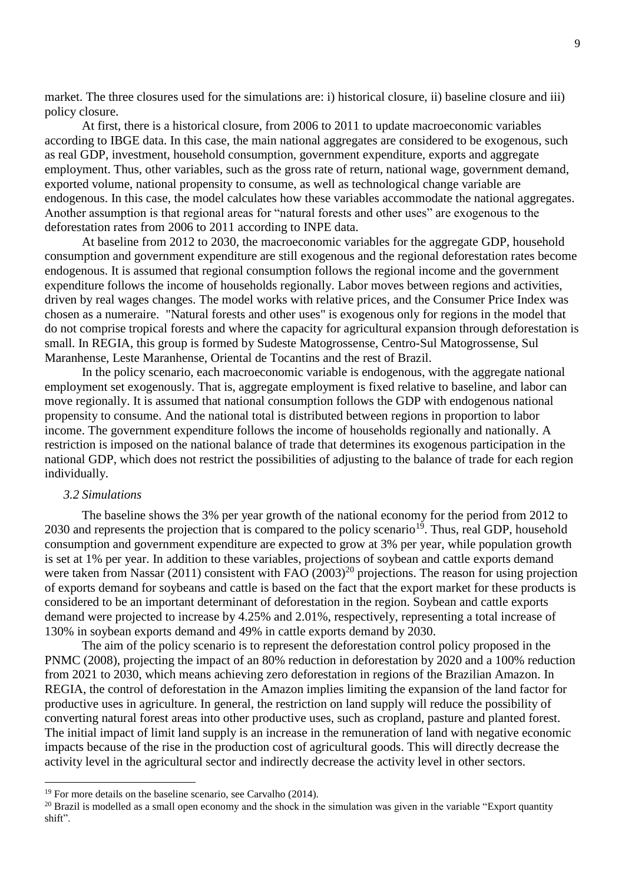market. The three closures used for the simulations are: i) historical closure, ii) baseline closure and iii) policy closure.

At first, there is a historical closure, from 2006 to 2011 to update macroeconomic variables according to IBGE data. In this case, the main national aggregates are considered to be exogenous, such as real GDP, investment, household consumption, government expenditure, exports and aggregate employment. Thus, other variables, such as the gross rate of return, national wage, government demand, exported volume, national propensity to consume, as well as technological change variable are endogenous. In this case, the model calculates how these variables accommodate the national aggregates. Another assumption is that regional areas for "natural forests and other uses" are exogenous to the deforestation rates from 2006 to 2011 according to INPE data.

At baseline from 2012 to 2030, the macroeconomic variables for the aggregate GDP, household consumption and government expenditure are still exogenous and the regional deforestation rates become endogenous. It is assumed that regional consumption follows the regional income and the government expenditure follows the income of households regionally. Labor moves between regions and activities, driven by real wages changes. The model works with relative prices, and the Consumer Price Index was chosen as a numeraire. "Natural forests and other uses" is exogenous only for regions in the model that do not comprise tropical forests and where the capacity for agricultural expansion through deforestation is small. In REGIA, this group is formed by Sudeste Matogrossense, Centro-Sul Matogrossense, Sul Maranhense, Leste Maranhense, Oriental de Tocantins and the rest of Brazil.

In the policy scenario, each macroeconomic variable is endogenous, with the aggregate national employment set exogenously. That is, aggregate employment is fixed relative to baseline, and labor can move regionally. It is assumed that national consumption follows the GDP with endogenous national propensity to consume. And the national total is distributed between regions in proportion to labor income. The government expenditure follows the income of households regionally and nationally. A restriction is imposed on the national balance of trade that determines its exogenous participation in the national GDP, which does not restrict the possibilities of adjusting to the balance of trade for each region individually.

### *3.2 Simulations*

The baseline shows the 3% per year growth of the national economy for the period from 2012 to 2030 and represents the projection that is compared to the policy scenario[19]. Thus, real GDP, household consumption and government expenditure are expected to grow at 3% per year, while population growth is set at 1% per year. In addition to these variables, projections of soybean and cattle exports demand were taken from Nassar (2011) consistent with FAO (2003)[20] projections. The reason for using projection of exports demand for soybeans and cattle is based on the fact that the export market for these products is considered to be an important determinant of deforestation in the region. Soybean and cattle exports demand were projected to increase by 4.25% and 2.01%, respectively, representing a total increase of 130% in soybean exports demand and 49% in cattle exports demand by 2030.

The aim of the policy scenario is to represent the deforestation control policy proposed in the PNMC (2008), projecting the impact of an 80% reduction in deforestation by 2020 and a 100% reduction from 2021 to 2030, which means achieving zero deforestation in regions of the Brazilian Amazon. In REGIA, the control of deforestation in the Amazon implies limiting the expansion of the land factor for productive uses in agriculture. In general, the restriction on land supply will reduce the possibility of converting natural forest areas into other productive uses, such as cropland, pasture and planted forest. The initial impact of limit land supply is an increase in the remuneration of land with negative economic impacts because of the rise in the production cost of agricultural goods. This will directly decrease the activity level in the agricultural sector and indirectly decrease the activity level in other sectors.

---

[19] For more details on the baseline scenario, see Carvalho (2014).

[20] Brazil is modelled as a small open economy and the shock in the simulation was given in the variable "Export quantity shift".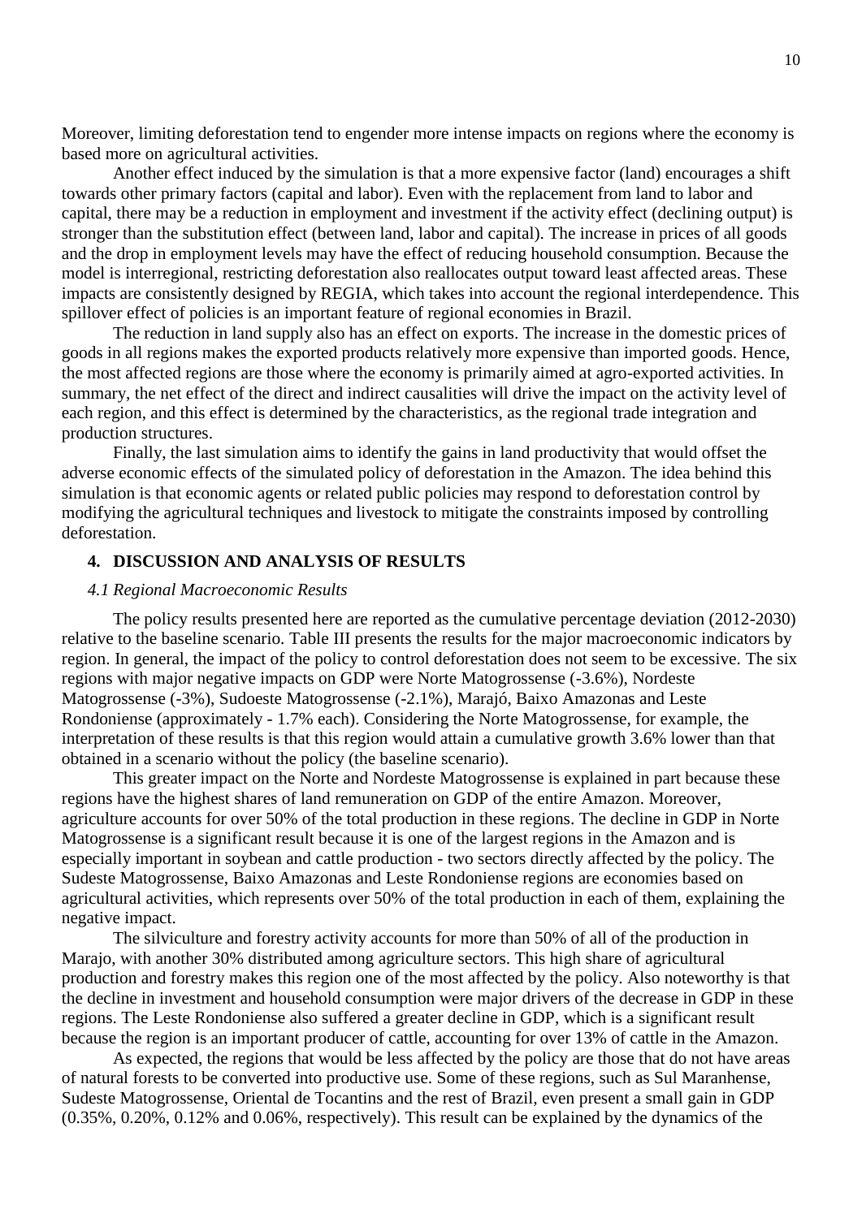Moreover, limiting deforestation tend to engender more intense impacts on regions where the economy is based more on agricultural activities.

Another effect induced by the simulation is that a more expensive factor (land) encourages a shift towards other primary factors (capital and labor). Even with the replacement from land to labor and capital, there may be a reduction in employment and investment if the activity effect (declining output) is stronger than the substitution effect (between land, labor and capital). The increase in prices of all goods and the drop in employment levels may have the effect of reducing household consumption. Because the model is interregional, restricting deforestation also reallocates output toward least affected areas. These impacts are consistently designed by REGIA, which takes into account the regional interdependence. This spillover effect of policies is an important feature of regional economies in Brazil.

The reduction in land supply also has an effect on exports. The increase in the domestic prices of goods in all regions makes the exported products relatively more expensive than imported goods. Hence, the most affected regions are those where the economy is primarily aimed at agro-exported activities. In summary, the net effect of the direct and indirect causalities will drive the impact on the activity level of each region, and this effect is determined by the characteristics, as the regional trade integration and production structures.

Finally, the last simulation aims to identify the gains in land productivity that would offset the adverse economic effects of the simulated policy of deforestation in the Amazon. The idea behind this simulation is that economic agents or related public policies may respond to deforestation control by modifying the agricultural techniques and livestock to mitigate the constraints imposed by controlling deforestation.

## 4. DISCUSSION AND ANALYSIS OF RESULTS

### *4.1 Regional Macroeconomic Results*

The policy results presented here are reported as the cumulative percentage deviation (2012-2030) relative to the baseline scenario. Table III presents the results for the major macroeconomic indicators by region. In general, the impact of the policy to control deforestation does not seem to be excessive. The six regions with major negative impacts on GDP were Norte Matogrossense (-3.6%), Nordeste Matogrossense (-3%), Sudoeste Matogrossense (-2.1%), Marajó, Baixo Amazonas and Leste Rondoniense (approximately - 1.7% each). Considering the Norte Matogrossense, for example, the interpretation of these results is that this region would attain a cumulative growth 3.6% lower than that obtained in a scenario without the policy (the baseline scenario).

This greater impact on the Norte and Nordeste Matogrossense is explained in part because these regions have the highest shares of land remuneration on GDP of the entire Amazon. Moreover, agriculture accounts for over 50% of the total production in these regions. The decline in GDP in Norte Matogrossense is a significant result because it is one of the largest regions in the Amazon and is especially important in soybean and cattle production - two sectors directly affected by the policy. The Sudeste Matogrossense, Baixo Amazonas and Leste Rondoniense regions are economies based on agricultural activities, which represents over 50% of the total production in each of them, explaining the negative impact.

The silviculture and forestry activity accounts for more than 50% of all of the production in Marajo, with another 30% distributed among agriculture sectors. This high share of agricultural production and forestry makes this region one of the most affected by the policy. Also noteworthy is that the decline in investment and household consumption were major drivers of the decrease in GDP in these regions. The Leste Rondoniense also suffered a greater decline in GDP, which is a significant result because the region is an important producer of cattle, accounting for over 13% of cattle in the Amazon.

As expected, the regions that would be less affected by the policy are those that do not have areas of natural forests to be converted into productive use. Some of these regions, such as Sul Maranhense, Sudeste Matogrossense, Oriental de Tocantins and the rest of Brazil, even present a small gain in GDP (0.35%, 0.20%, 0.12% and 0.06%, respectively). This result can be explained by the dynamics of the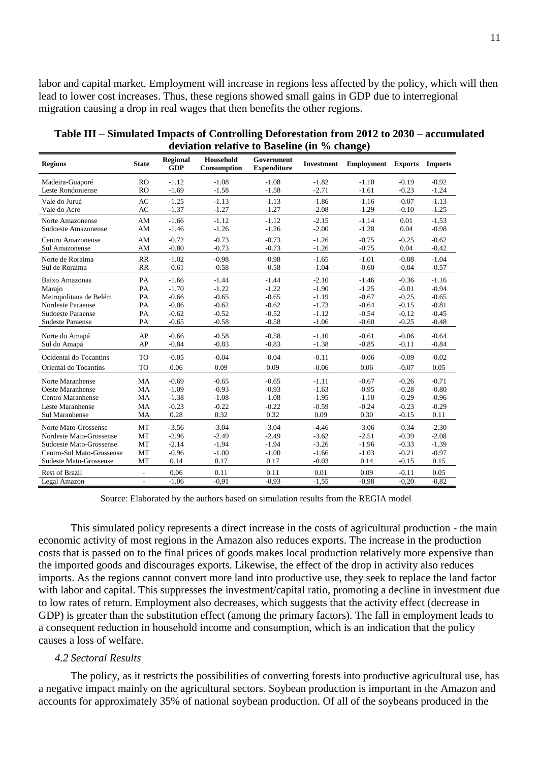labor and capital market. Employment will increase in regions less affected by the policy, which will then lead to lower cost increases. Thus, these regions showed small gains in GDP due to interregional migration causing a drop in real wages that then benefits the other regions.

**Table III – Simulated Impacts of Controlling Deforestation from 2012 to 2030 – accumulated deviation relative to Baseline (in % change)**

| Regions | State | Regional GDP | Household Consumption | Government Expenditure | Investment | Employment | Exports | Imports |
|---|---|---|---|---|---|---|---|---|
| Madeira-Guaporé | RO | -1.12 | -1.08 | -1.08 | -1.82 | -1.10 | -0.19 | -0.92 |
| Leste Rondoniense | RO | -1.69 | -1.58 | -1.58 | -2.71 | -1.61 | -0.23 | -1.24 |
| Vale do Juruá | AC | -1.25 | -1.13 | -1.13 | -1.86 | -1.16 | -0.07 | -1.13 |
| Vale do Acre | AC | -1.37 | -1.27 | -1.27 | -2.08 | -1.29 | -0.10 | -1.25 |
| Norte Amazonense | AM | -1.66 | -1.12 | -1.12 | -2.15 | -1.14 | 0.01 | -1.53 |
| Sudoeste Amazonense | AM | -1.46 | -1.26 | -1.26 | -2.00 | -1.28 | 0.04 | -0.98 |
| Centro Amazonense | AM | -0.72 | -0.73 | -0.73 | -1.26 | -0.75 | -0.25 | -0.62 |
| Sul Amazonense | AM | -0.80 | -0.73 | -0.73 | -1.26 | -0.75 | 0.04 | -0.42 |
| Norte de Roraima | RR | -1.02 | -0.98 | -0.98 | -1.65 | -1.01 | -0.08 | -1.04 |
| Sul de Roraima | RR | -0.61 | -0.58 | -0.58 | -1.04 | -0.60 | -0.04 | -0.57 |
| Baixo Amazonas | PA | -1.66 | -1.44 | -1.44 | -2.10 | -1.46 | -0.36 | -1.16 |
| Marajo | PA | -1.70 | -1.22 | -1.22 | -1.90 | -1.25 | -0.01 | -0.94 |
| Metropolitana de Belém | PA | -0.66 | -0.65 | -0.65 | -1.19 | -0.67 | -0.25 | -0.65 |
| Nordeste Paraense | PA | -0.86 | -0.62 | -0.62 | -1.73 | -0.64 | -0.15 | -0.81 |
| Sudoeste Paraense | PA | -0.62 | -0.52 | -0.52 | -1.12 | -0.54 | -0.12 | -0.45 |
| Sudeste Paraense | PA | -0.65 | -0.58 | -0.58 | -1.06 | -0.60 | -0.25 | -0.48 |
| Norte do Amapá | AP | -0.66 | -0.58 | -0.58 | -1.10 | -0.61 | -0.06 | -0.64 |
| Sul do Amapá | AP | -0.84 | -0.83 | -0.83 | -1.38 | -0.85 | -0.11 | -0.84 |
| Ocidental do Tocantins | TO | -0.05 | -0.04 | -0.04 | -0.11 | -0.06 | -0.09 | -0.02 |
| Oriental do Tocantins | TO | 0.06 | 0.09 | 0.09 | -0.06 | 0.06 | -0.07 | 0.05 |
| Norte Maranhense | MA | -0.69 | -0.65 | -0.65 | -1.11 | -0.67 | -0.26 | -0.71 |
| Oeste Maranhense | MA | -1.09 | -0.93 | -0.93 | -1.63 | -0.95 | -0.28 | -0.80 |
| Centro Maranhense | MA | -1.38 | -1.08 | -1.08 | -1.95 | -1.10 | -0.29 | -0.96 |
| Leste Maranhense | MA | -0.23 | -0.22 | -0.22 | -0.59 | -0.24 | -0.23 | -0.29 |
| Sul Maranhense | MA | 0.28 | 0.32 | 0.32 | 0.09 | 0.30 | -0.15 | 0.11 |
| Norte Mato-Grossense | MT | -3.56 | -3.04 | -3.04 | -4.46 | -3.06 | -0.34 | -2.30 |
| Nordeste Mato-Grossense | MT | -2.96 | -2.49 | -2.49 | -3.62 | -2.51 | -0.39 | -2.08 |
| Sudoeste Mato-Grossense | MT | -2.14 | -1.94 | -1.94 | -3.26 | -1.96 | -0.33 | -1.39 |
| Centro-Sul Mato-Grossense | MT | -0.96 | -1.00 | -1.00 | -1.66 | -1.03 | -0.21 | -0.97 |
| Sudeste Mato-Grossense | MT | 0.14 | 0.17 | 0.17 | -0.03 | 0.14 | -0.15 | 0.15 |
| Rest of Brazil | - | 0.06 | 0.11 | 0.11 | 0.01 | 0.09 | -0.11 | 0.05 |
| Legal Amazon | - | -1.06 | -0,91 | -0,93 | -1,55 | -0,98 | -0,20 | -0,82 |

Source: Elaborated by the authors based on simulation results from the REGIA model

This simulated policy represents a direct increase in the costs of agricultural production - the main economic activity of most regions in the Amazon also reduces exports. The increase in the production costs that is passed on to the final prices of goods makes local production relatively more expensive than the imported goods and discourages exports. Likewise, the effect of the drop in activity also reduces imports. As the regions cannot convert more land into productive use, they seek to replace the land factor with labor and capital. This suppresses the investment/capital ratio, promoting a decline in investment due to low rates of return. Employment also decreases, which suggests that the activity effect (decrease in GDP) is greater than the substitution effect (among the primary factors). The fall in employment leads to a consequent reduction in household income and consumption, which is an indication that the policy causes a loss of welfare.

### *4.2 Sectoral Results*

The policy, as it restricts the possibilities of converting forests into productive agricultural use, has a negative impact mainly on the agricultural sectors. Soybean production is important in the Amazon and accounts for approximately 35% of national soybean production. Of all of the soybeans produced in the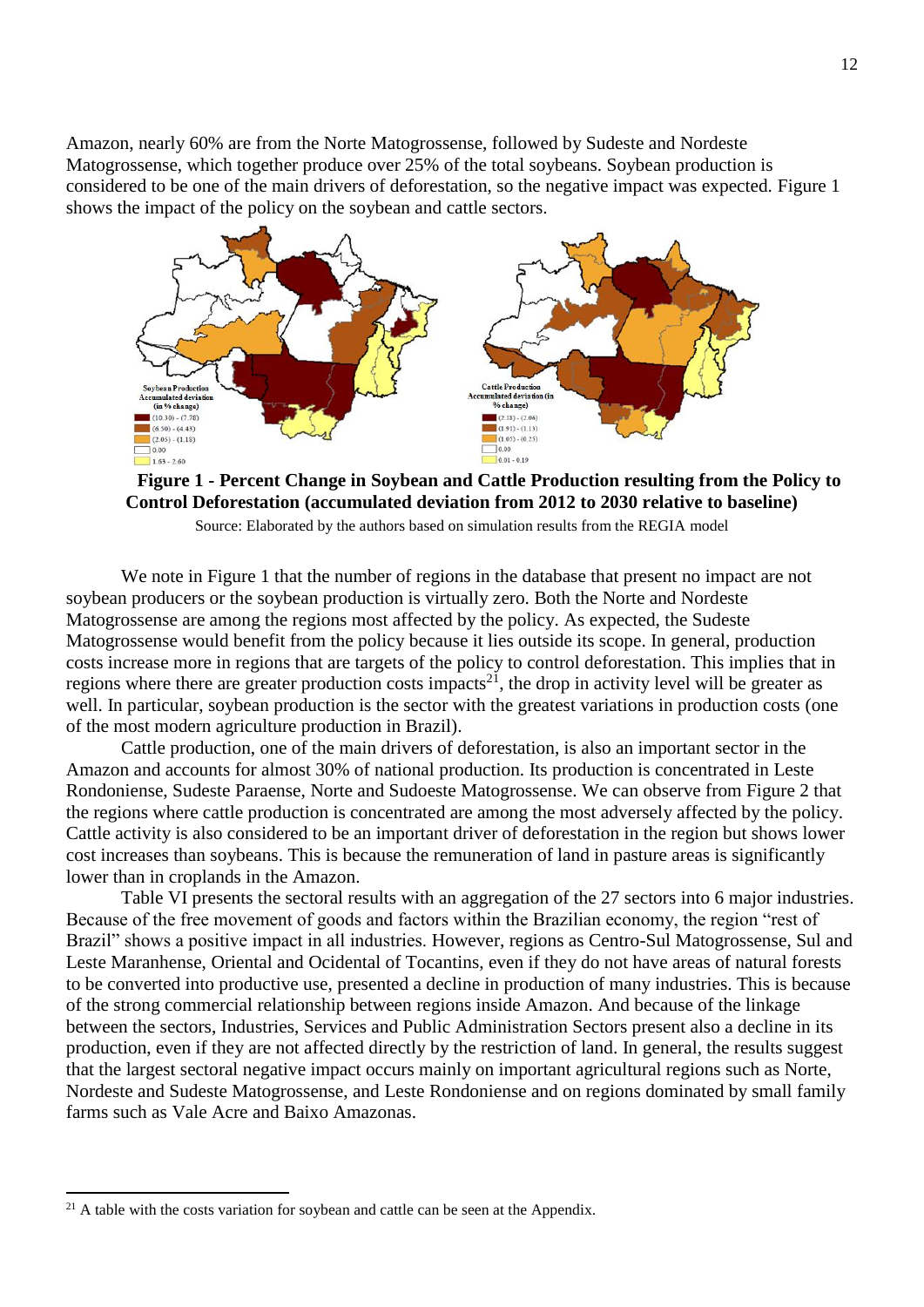Amazon, nearly 60% are from the Norte Matogrossense, followed by Sudeste and Nordeste Matogrossense, which together produce over 25% of the total soybeans. Soybean production is considered to be one of the main drivers of deforestation, so the negative impact was expected. Figure 1 shows the impact of the policy on the soybean and cattle sectors.

**Figure 1 - Percent Change in Soybean and Cattle Production resulting from the Policy to Control Deforestation (accumulated deviation from 2012 to 2030 relative to baseline)**

Source: Elaborated by the authors based on simulation results from the REGIA model

We note in Figure 1 that the number of regions in the database that present no impact are not soybean producers or the soybean production is virtually zero. Both the Norte and Nordeste Matogrossense are among the regions most affected by the policy. As expected, the Sudeste Matogrossense would benefit from the policy because it lies outside its scope. In general, production costs increase more in regions that are targets of the policy to control deforestation. This implies that in regions where there are greater production costs impacts[21], the drop in activity level will be greater as well. In particular, soybean production is the sector with the greatest variations in production costs (one of the most modern agriculture production in Brazil).

Cattle production, one of the main drivers of deforestation, is also an important sector in the Amazon and accounts for almost 30% of national production. Its production is concentrated in Leste Rondoniense, Sudeste Paraense, Norte and Sudoeste Matogrossense. We can observe from Figure 2 that the regions where cattle production is concentrated are among the most adversely affected by the policy. Cattle activity is also considered to be an important driver of deforestation in the region but shows lower cost increases than soybeans. This is because the remuneration of land in pasture areas is significantly lower than in croplands in the Amazon.

Table VI presents the sectoral results with an aggregation of the 27 sectors into 6 major industries. Because of the free movement of goods and factors within the Brazilian economy, the region "rest of Brazil" shows a positive impact in all industries. However, regions as Centro-Sul Matogrossense, Sul and Leste Maranhense, Oriental and Ocidental of Tocantins, even if they do not have areas of natural forests to be converted into productive use, presented a decline in production of many industries. This is because of the strong commercial relationship between regions inside Amazon. And because of the linkage between the sectors, Industries, Services and Public Administration Sectors present also a decline in its production, even if they are not affected directly by the restriction of land. In general, the results suggest that the largest sectoral negative impact occurs mainly on important agricultural regions such as Norte, Nordeste and Sudeste Matogrossense, and Leste Rondoniense and on regions dominated by small family farms such as Vale Acre and Baixo Amazonas.

[21] A table with the costs variation for soybean and cattle can be seen at the Appendix.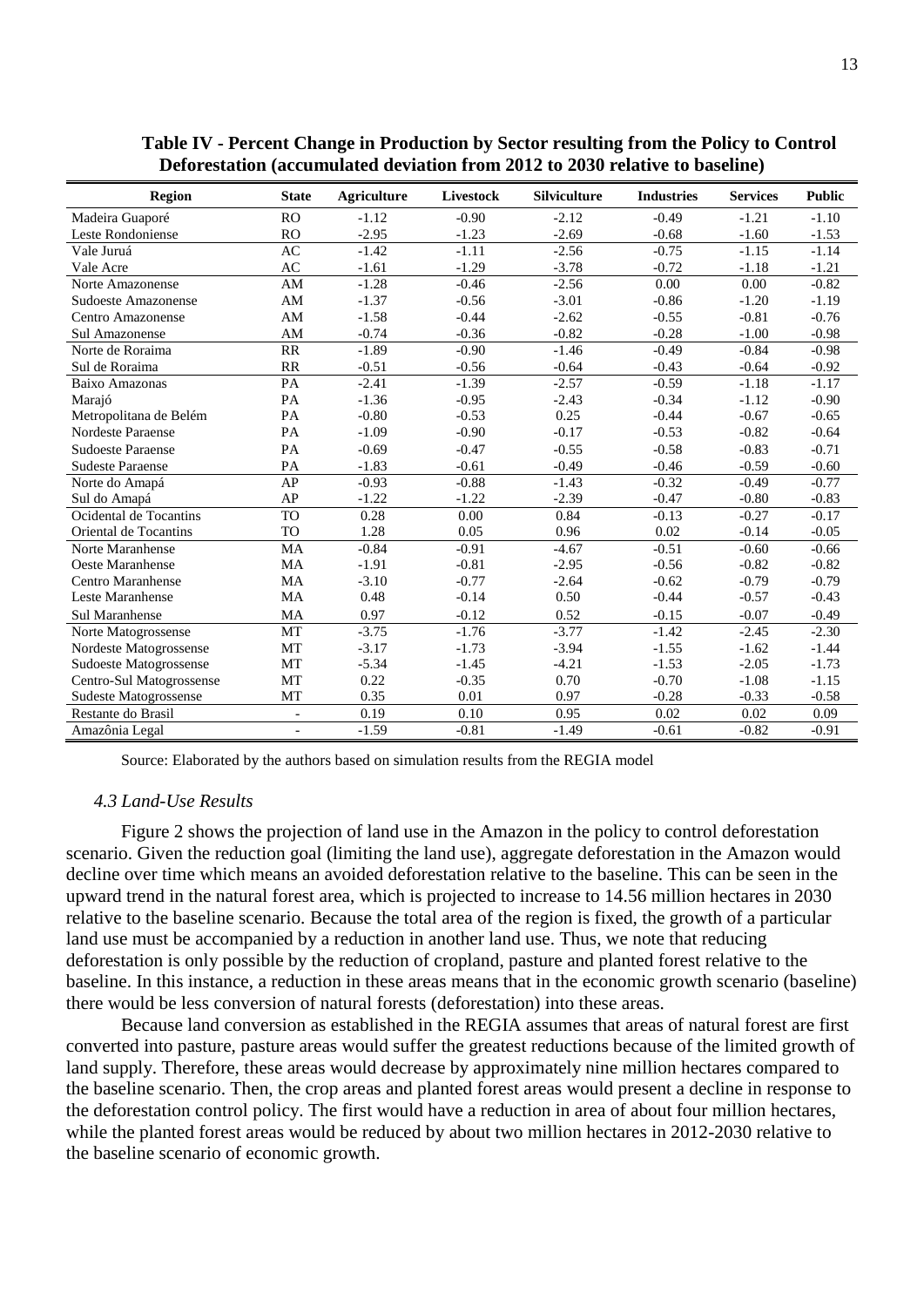**Table IV - Percent Change in Production by Sector resulting from the Policy to Control Deforestation (accumulated deviation from 2012 to 2030 relative to baseline)**

| Region | State | Agriculture | Livestock | Silviculture | Industries | Services | Public |
|---|---|---|---|---|---|---|---|
| Madeira Guaporé | RO | -1.12 | -0.90 | -2.12 | -0.49 | -1.21 | -1.10 |
| Leste Rondoniense | RO | -2.95 | -1.23 | -2.69 | -0.68 | -1.60 | -1.53 |
| Vale Juruá | AC | -1.42 | -1.11 | -2.56 | -0.75 | -1.15 | -1.14 |
| Vale Acre | AC | -1.61 | -1.29 | -3.78 | -0.72 | -1.18 | -1.21 |
| Norte Amazonense | AM | -1.28 | -0.46 | -2.56 | 0.00 | 0.00 | -0.82 |
| Sudoeste Amazonense | AM | -1.37 | -0.56 | -3.01 | -0.86 | -1.20 | -1.19 |
| Centro Amazonense | AM | -1.58 | -0.44 | -2.62 | -0.55 | -0.81 | -0.76 |
| Sul Amazonense | AM | -0.74 | -0.36 | -0.82 | -0.28 | -1.00 | -0.98 |
| Norte de Roraima | RR | -1.89 | -0.90 | -1.46 | -0.49 | -0.84 | -0.98 |
| Sul de Roraima | RR | -0.51 | -0.56 | -0.64 | -0.43 | -0.64 | -0.92 |
| Baixo Amazonas | PA | -2.41 | -1.39 | -2.57 | -0.59 | -1.18 | -1.17 |
| Marajó | PA | -1.36 | -0.95 | -2.43 | -0.34 | -1.12 | -0.90 |
| Metropolitana de Belém | PA | -0.80 | -0.53 | 0.25 | -0.44 | -0.67 | -0.65 |
| Nordeste Paraense | PA | -1.09 | -0.90 | -0.17 | -0.53 | -0.82 | -0.64 |
| Sudoeste Paraense | PA | -0.69 | -0.47 | -0.55 | -0.58 | -0.83 | -0.71 |
| Sudeste Paraense | PA | -1.83 | -0.61 | -0.49 | -0.46 | -0.59 | -0.60 |
| Norte do Amapá | AP | -0.93 | -0.88 | -1.43 | -0.32 | -0.49 | -0.77 |
| Sul do Amapá | AP | -1.22 | -1.22 | -2.39 | -0.47 | -0.80 | -0.83 |
| Ocidental de Tocantins | TO | 0.28 | 0.00 | 0.84 | -0.13 | -0.27 | -0.17 |
| Oriental de Tocantins | TO | 1.28 | 0.05 | 0.96 | 0.02 | -0.14 | -0.05 |
| Norte Maranhense | MA | -0.84 | -0.91 | -4.67 | -0.51 | -0.60 | -0.66 |
| Oeste Maranhense | MA | -1.91 | -0.81 | -2.95 | -0.56 | -0.82 | -0.82 |
| Centro Maranhense | MA | -3.10 | -0.77 | -2.64 | -0.62 | -0.79 | -0.79 |
| Leste Maranhense | MA | 0.48 | -0.14 | 0.50 | -0.44 | -0.57 | -0.43 |
| Sul Maranhense | MA | 0.97 | -0.12 | 0.52 | -0.15 | -0.07 | -0.49 |
| Norte Matogrossense | MT | -3.75 | -1.76 | -3.77 | -1.42 | -2.45 | -2.30 |
| Nordeste Matogrossense | MT | -3.17 | -1.73 | -3.94 | -1.55 | -1.62 | -1.44 |
| Sudoeste Matogrossense | MT | -5.34 | -1.45 | -4.21 | -1.53 | -2.05 | -1.73 |
| Centro-Sul Matogrossense | MT | 0.22 | -0.35 | 0.70 | -0.70 | -1.08 | -1.15 |
| Sudeste Matogrossense | MT | 0.35 | 0.01 | 0.97 | -0.28 | -0.33 | -0.58 |
| Restante do Brasil | - | 0.19 | 0.10 | 0.95 | 0.02 | 0.02 | 0.09 |
| Amazônia Legal | - | -1.59 | -0.81 | -1.49 | -0.61 | -0.82 | -0.91 |

Source: Elaborated by the authors based on simulation results from the REGIA model

### *4.3 Land-Use Results*

Figure 2 shows the projection of land use in the Amazon in the policy to control deforestation scenario. Given the reduction goal (limiting the land use), aggregate deforestation in the Amazon would decline over time which means an avoided deforestation relative to the baseline. This can be seen in the upward trend in the natural forest area, which is projected to increase to 14.56 million hectares in 2030 relative to the baseline scenario. Because the total area of the region is fixed, the growth of a particular land use must be accompanied by a reduction in another land use. Thus, we note that reducing deforestation is only possible by the reduction of cropland, pasture and planted forest relative to the baseline. In this instance, a reduction in these areas means that in the economic growth scenario (baseline) there would be less conversion of natural forests (deforestation) into these areas.

Because land conversion as established in the REGIA assumes that areas of natural forest are first converted into pasture, pasture areas would suffer the greatest reductions because of the limited growth of land supply. Therefore, these areas would decrease by approximately nine million hectares compared to the baseline scenario. Then, the crop areas and planted forest areas would present a decline in response to the deforestation control policy. The first would have a reduction in area of about four million hectares, while the planted forest areas would be reduced by about two million hectares in 2012-2030 relative to the baseline scenario of economic growth.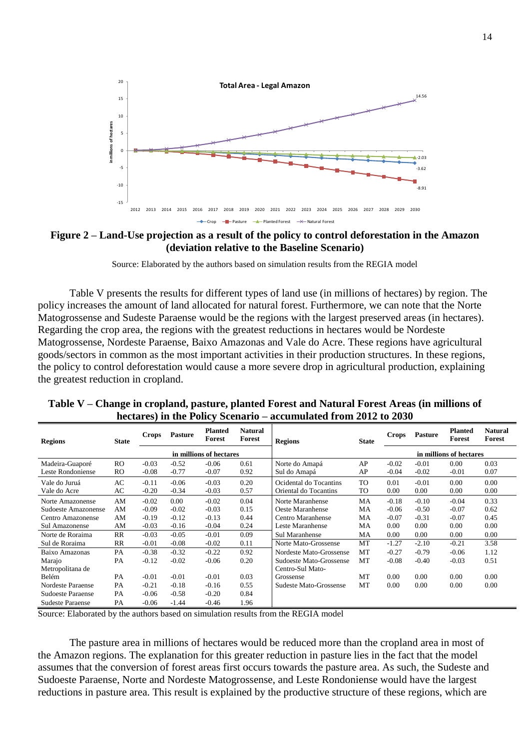**Figure 2 – Land-Use projection as a result of the policy to control deforestation in the Amazon (deviation relative to the Baseline Scenario)**

Source: Elaborated by the authors based on simulation results from the REGIA model

Table V presents the results for different types of land use (in millions of hectares) by region. The policy increases the amount of land allocated for natural forest. Furthermore, we can note that the Norte Matogrossense and Sudeste Paraense would be the regions with the largest preserved areas (in hectares). Regarding the crop area, the regions with the greatest reductions in hectares would be Nordeste Matogrossense, Nordeste Paraense, Baixo Amazonas and Vale do Acre. These regions have agricultural goods/sectors in common as the most important activities in their production structures. In these regions, the policy to control deforestation would cause a more severe drop in agricultural production, explaining the greatest reduction in cropland.

**Table V – Change in cropland, pasture, planted Forest and Natural Forest Areas (in millions of hectares) in the Policy Scenario – accumulated from 2012 to 2030**

| Regions | State | Crops | Pasture | Planted Forest | Natural Forest | Regions | State | Crops | Pasture | Planted Forest | Natural Forest |
|---|---|---|---|---|---|---|---|---|---|---|---|
| | | in millions of hectares | | | | | | in millions of hectares | | | |
| Madeira-Guaporé | RO | -0.03 | -0.52 | -0.06 | 0.61 | Norte do Amapá | AP | -0.02 | -0.01 | 0.00 | 0.03 |
| Leste Rondoniense | RO | -0.08 | -0.77 | -0.07 | 0.92 | Sul do Amapá | AP | -0.04 | -0.02 | -0.01 | 0.07 |
| Vale do Juruá | AC | -0.11 | -0.06 | -0.03 | 0.20 | Ocidental do Tocantins | TO | 0.01 | -0.01 | 0.00 | 0.00 |
| Vale do Acre | AC | -0.20 | -0.34 | -0.03 | 0.57 | Oriental do Tocantins | TO | 0.00 | 0.00 | 0.00 | 0.00 |
| Norte Amazonense | AM | -0.02 | 0.00 | -0.02 | 0.04 | Norte Maranhense | MA | -0.18 | -0.10 | -0.04 | 0.33 |
| Sudoeste Amazonense | AM | -0.09 | -0.02 | -0.03 | 0.15 | Oeste Maranhense | MA | -0.06 | -0.50 | -0.07 | 0.62 |
| Centro Amazonense | AM | -0.19 | -0.12 | -0.13 | 0.44 | Centro Maranhense | MA | -0.07 | -0.31 | -0.07 | 0.45 |
| Sul Amazonense | AM | -0.03 | -0.16 | -0.04 | 0.24 | Leste Maranhense | MA | 0.00 | 0.00 | 0.00 | 0.00 |
| Norte de Roraima | RR | -0.03 | -0.05 | -0.01 | 0.09 | Sul Maranhense | MA | 0.00 | 0.00 | 0.00 | 0.00 |
| Sul de Roraima | RR | -0.01 | -0.08 | -0.02 | 0.11 | Norte Mato-Grossense | MT | -1.27 | -2.10 | -0.21 | 3.58 |
| Baixo Amazonas | PA | -0.38 | -0.32 | -0.22 | 0.92 | Nordeste Mato-Grossense | MT | -0.27 | -0.79 | -0.06 | 1.12 |
| Marajo | PA | -0.12 | -0.02 | -0.06 | 0.20 | Sudoeste Mato-Grossense | MT | -0.08 | -0.40 | -0.03 | 0.51 |
| Metropolitana de Belém | PA | -0.01 | -0.01 | -0.01 | 0.03 | Centro-Sul Mato-Grossense | MT | 0.00 | 0.00 | 0.00 | 0.00 |
| Nordeste Paraense | PA | -0.21 | -0.18 | -0.16 | 0.55 | Sudeste Mato-Grossense | MT | 0.00 | 0.00 | 0.00 | 0.00 |
| Sudoeste Paraense | PA | -0.06 | -0.58 | -0.20 | 0.84 | | | | | | |
| Sudeste Paraense | PA | -0.06 | -1.44 | -0.46 | 1.96 | | | | | | |

Source: Elaborated by the authors based on simulation results from the REGIA model

The pasture area in millions of hectares would be reduced more than the cropland area in most of the Amazon regions. The explanation for this greater reduction in pasture lies in the fact that the model assumes that the conversion of forest areas first occurs towards the pasture area. As such, the Sudeste and Sudoeste Paraense, Norte and Nordeste Matogrossense, and Leste Rondoniense would have the largest reductions in pasture area. This result is explained by the productive structure of these regions, which are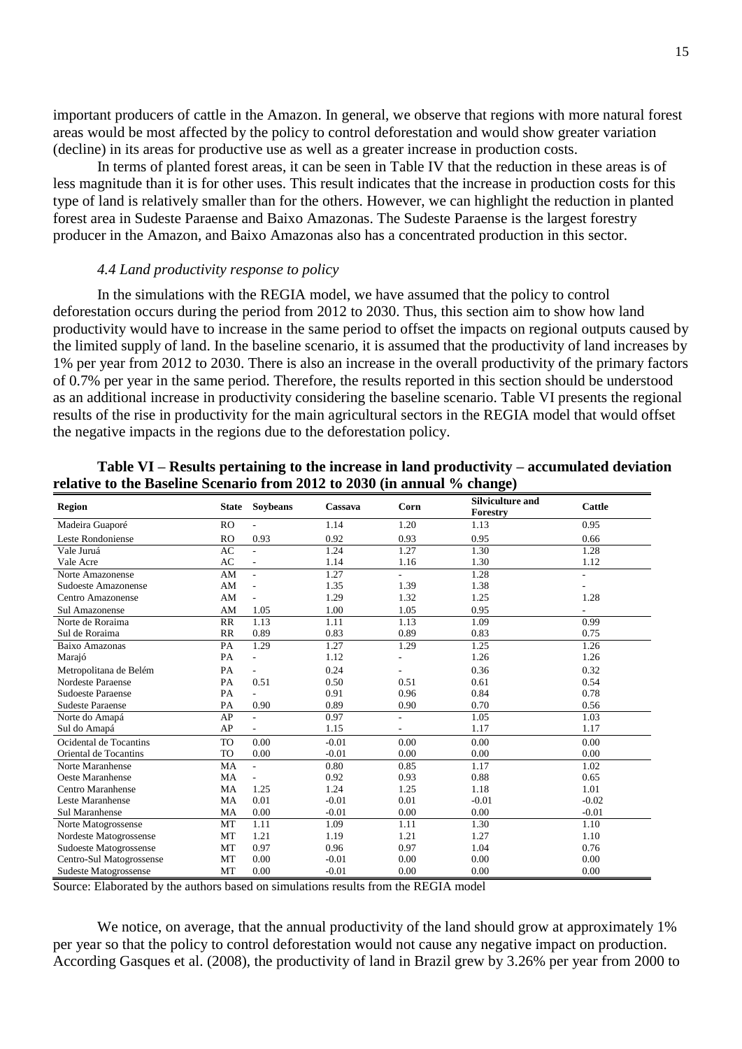important producers of cattle in the Amazon. In general, we observe that regions with more natural forest areas would be most affected by the policy to control deforestation and would show greater variation (decline) in its areas for productive use as well as a greater increase in production costs.

In terms of planted forest areas, it can be seen in Table IV that the reduction in these areas is of less magnitude than it is for other uses. This result indicates that the increase in production costs for this type of land is relatively smaller than for the others. However, we can highlight the reduction in planted forest area in Sudeste Paraense and Baixo Amazonas. The Sudeste Paraense is the largest forestry producer in the Amazon, and Baixo Amazonas also has a concentrated production in this sector.

### *4.4 Land productivity response to policy*

In the simulations with the REGIA model, we have assumed that the policy to control deforestation occurs during the period from 2012 to 2030. Thus, this section aim to show how land productivity would have to increase in the same period to offset the impacts on regional outputs caused by the limited supply of land. In the baseline scenario, it is assumed that the productivity of land increases by 1% per year from 2012 to 2030. There is also an increase in the overall productivity of the primary factors of 0.7% per year in the same period. Therefore, the results reported in this section should be understood as an additional increase in productivity considering the baseline scenario. Table VI presents the regional results of the rise in productivity for the main agricultural sectors in the REGIA model that would offset the negative impacts in the regions due to the deforestation policy.

**Table VI – Results pertaining to the increase in land productivity – accumulated deviation relative to the Baseline Scenario from 2012 to 2030 (in annual % change)**

| Region | State | Soybeans | Cassava | Corn | Silviculture and Forestry | Cattle |
|---|---|---|---|---|---|---|
| Madeira Guaporé | RO | - | 1.14 | 1.20 | 1.13 | 0.95 |
| Leste Rondoniense | RO | 0.93 | 0.92 | 0.93 | 0.95 | 0.66 |
| Vale Juruá | AC | - | 1.24 | 1.27 | 1.30 | 1.28 |
| Vale Acre | AC | - | 1.14 | 1.16 | 1.30 | 1.12 |
| Norte Amazonense | AM | - | 1.27 | - | 1.28 | - |
| Sudoeste Amazonense | AM | - | 1.35 | 1.39 | 1.38 | - |
| Centro Amazonense | AM | - | 1.29 | 1.32 | 1.25 | 1.28 |
| Sul Amazonense | AM | 1.05 | 1.00 | 1.05 | 0.95 | - |
| Norte de Roraima | RR | 1.13 | 1.11 | 1.13 | 1.09 | 0.99 |
| Sul de Roraima | RR | 0.89 | 0.83 | 0.89 | 0.83 | 0.75 |
| Baixo Amazonas | PA | 1.29 | 1.27 | 1.29 | 1.25 | 1.26 |
| Marajó | PA | - | 1.12 | - | 1.26 | 1.26 |
| Metropolitana de Belém | PA | - | 0.24 | - | 0.36 | 0.32 |
| Nordeste Paraense | PA | 0.51 | 0.50 | 0.51 | 0.61 | 0.54 |
| Sudoeste Paraense | PA | - | 0.91 | 0.96 | 0.84 | 0.78 |
| Sudeste Paraense | PA | 0.90 | 0.89 | 0.90 | 0.70 | 0.56 |
| Norte do Amapá | AP | - | 0.97 | - | 1.05 | 1.03 |
| Sul do Amapá | AP | - | 1.15 | - | 1.17 | 1.17 |
| Ocidental de Tocantins | TO | 0.00 | -0.01 | 0.00 | 0.00 | 0.00 |
| Oriental de Tocantins | TO | 0.00 | -0.01 | 0.00 | 0.00 | 0.00 |
| Norte Maranhense | MA | - | 0.80 | 0.85 | 1.17 | 1.02 |
| Oeste Maranhense | MA | - | 0.92 | 0.93 | 0.88 | 0.65 |
| Centro Maranhense | MA | 1.25 | 1.24 | 1.25 | 1.18 | 1.01 |
| Leste Maranhense | MA | 0.01 | -0.01 | 0.01 | -0.01 | -0.02 |
| Sul Maranhense | MA | 0.00 | -0.01 | 0.00 | 0.00 | -0.01 |
| Norte Matogrossense | MT | 1.11 | 1.09 | 1.11 | 1.30 | 1.10 |
| Nordeste Matogrossense | MT | 1.21 | 1.19 | 1.21 | 1.27 | 1.10 |
| Sudoeste Matogrossense | MT | 0.97 | 0.96 | 0.97 | 1.04 | 0.76 |
| Centro-Sul Matogrossense | MT | 0.00 | -0.01 | 0.00 | 0.00 | 0.00 |
| Sudeste Matogrossense | MT | 0.00 | -0.01 | 0.00 | 0.00 | 0.00 |

Source: Elaborated by the authors based on simulations results from the REGIA model

We notice, on average, that the annual productivity of the land should grow at approximately 1% per year so that the policy to control deforestation would not cause any negative impact on production. According Gasques et al. (2008), the productivity of land in Brazil grew by 3.26% per year from 2000 to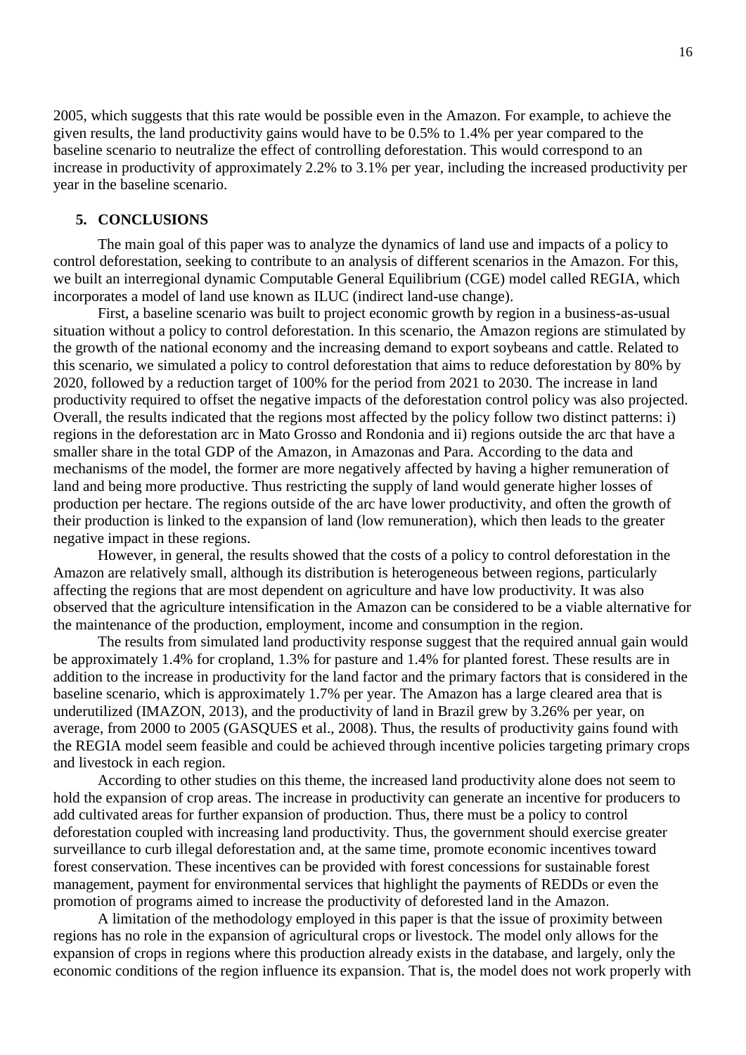2005, which suggests that this rate would be possible even in the Amazon. For example, to achieve the given results, the land productivity gains would have to be 0.5% to 1.4% per year compared to the baseline scenario to neutralize the effect of controlling deforestation. This would correspond to an increase in productivity of approximately 2.2% to 3.1% per year, including the increased productivity per year in the baseline scenario.

## 5. CONCLUSIONS

The main goal of this paper was to analyze the dynamics of land use and impacts of a policy to control deforestation, seeking to contribute to an analysis of different scenarios in the Amazon. For this, we built an interregional dynamic Computable General Equilibrium (CGE) model called REGIA, which incorporates a model of land use known as ILUC (indirect land-use change).

First, a baseline scenario was built to project economic growth by region in a business-as-usual situation without a policy to control deforestation. In this scenario, the Amazon regions are stimulated by the growth of the national economy and the increasing demand to export soybeans and cattle. Related to this scenario, we simulated a policy to control deforestation that aims to reduce deforestation by 80% by 2020, followed by a reduction target of 100% for the period from 2021 to 2030. The increase in land productivity required to offset the negative impacts of the deforestation control policy was also projected. Overall, the results indicated that the regions most affected by the policy follow two distinct patterns: i) regions in the deforestation arc in Mato Grosso and Rondonia and ii) regions outside the arc that have a smaller share in the total GDP of the Amazon, in Amazonas and Para. According to the data and mechanisms of the model, the former are more negatively affected by having a higher remuneration of land and being more productive. Thus restricting the supply of land would generate higher losses of production per hectare. The regions outside of the arc have lower productivity, and often the growth of their production is linked to the expansion of land (low remuneration), which then leads to the greater negative impact in these regions.

However, in general, the results showed that the costs of a policy to control deforestation in the Amazon are relatively small, although its distribution is heterogeneous between regions, particularly affecting the regions that are most dependent on agriculture and have low productivity. It was also observed that the agriculture intensification in the Amazon can be considered to be a viable alternative for the maintenance of the production, employment, income and consumption in the region.

The results from simulated land productivity response suggest that the required annual gain would be approximately 1.4% for cropland, 1.3% for pasture and 1.4% for planted forest. These results are in addition to the increase in productivity for the land factor and the primary factors that is considered in the baseline scenario, which is approximately 1.7% per year. The Amazon has a large cleared area that is underutilized (IMAZON, 2013), and the productivity of land in Brazil grew by 3.26% per year, on average, from 2000 to 2005 (GASQUES et al., 2008). Thus, the results of productivity gains found with the REGIA model seem feasible and could be achieved through incentive policies targeting primary crops and livestock in each region.

According to other studies on this theme, the increased land productivity alone does not seem to hold the expansion of crop areas. The increase in productivity can generate an incentive for producers to add cultivated areas for further expansion of production. Thus, there must be a policy to control deforestation coupled with increasing land productivity. Thus, the government should exercise greater surveillance to curb illegal deforestation and, at the same time, promote economic incentives toward forest conservation. These incentives can be provided with forest concessions for sustainable forest management, payment for environmental services that highlight the payments of REDDs or even the promotion of programs aimed to increase the productivity of deforested land in the Amazon.

A limitation of the methodology employed in this paper is that the issue of proximity between regions has no role in the expansion of agricultural crops or livestock. The model only allows for the expansion of crops in regions where this production already exists in the database, and largely, only the economic conditions of the region influence its expansion. That is, the model does not work properly with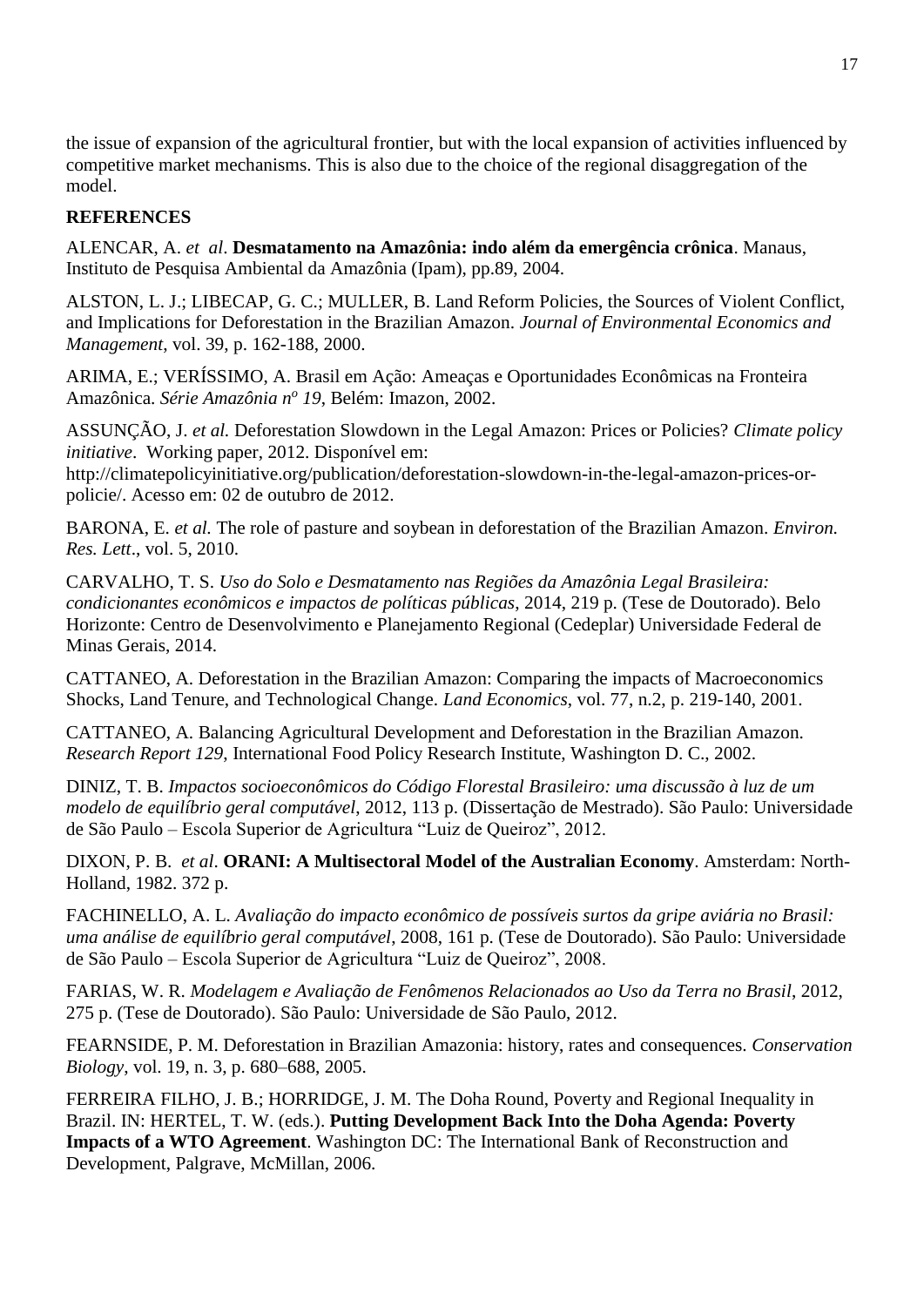the issue of expansion of the agricultural frontier, but with the local expansion of activities influenced by competitive market mechanisms. This is also due to the choice of the regional disaggregation of the model.

## REFERENCES

ALENCAR, A. *et al*. **Desmatamento na Amazônia: indo além da emergência crônica**. Manaus, Instituto de Pesquisa Ambiental da Amazônia (Ipam), pp.89, 2004.

ALSTON, L. J.; LIBECAP, G. C.; MULLER, B. Land Reform Policies, the Sources of Violent Conflict, and Implications for Deforestation in the Brazilian Amazon. *Journal of Environmental Economics and Management*, vol. 39, p. 162-188, 2000.

ARIMA, E.; VERÍSSIMO, A. Brasil em Ação: Ameaças e Oportunidades Econômicas na Fronteira Amazônica. *Série Amazônia nº 19*, Belém: Imazon, 2002.

ASSUNÇÃO, J. *et al.* Deforestation Slowdown in the Legal Amazon: Prices or Policies? *Climate policy initiative*. Working paper, 2012. Disponível em: http://climatepolicyinitiative.org/publication/deforestation-slowdown-in-the-legal-amazon-prices-or-policie/. Acesso em: 02 de outubro de 2012.

BARONA, E. *et al.* The role of pasture and soybean in deforestation of the Brazilian Amazon. *Environ. Res. Lett*., vol. 5, 2010.

CARVALHO, T. S. *Uso do Solo e Desmatamento nas Regiões da Amazônia Legal Brasileira: condicionantes econômicos e impactos de políticas públicas*, 2014, 219 p. (Tese de Doutorado). Belo Horizonte: Centro de Desenvolvimento e Planejamento Regional (Cedeplar) Universidade Federal de Minas Gerais, 2014.

CATTANEO, A. Deforestation in the Brazilian Amazon: Comparing the impacts of Macroeconomics Shocks, Land Tenure, and Technological Change. *Land Economics*, vol. 77, n.2, p. 219-140, 2001.

CATTANEO, A. Balancing Agricultural Development and Deforestation in the Brazilian Amazon. *Research Report 129*, International Food Policy Research Institute, Washington D. C., 2002.

DINIZ, T. B. *Impactos socioeconômicos do Código Florestal Brasileiro: uma discussão à luz de um modelo de equilíbrio geral computável*, 2012, 113 p. (Dissertação de Mestrado). São Paulo: Universidade de São Paulo – Escola Superior de Agricultura "Luiz de Queiroz", 2012.

DIXON, P. B. *et al*. **ORANI: A Multisectoral Model of the Australian Economy**. Amsterdam: North-Holland, 1982. 372 p.

FACHINELLO, A. L. *Avaliação do impacto econômico de possíveis surtos da gripe aviária no Brasil: uma análise de equilíbrio geral computável*, 2008, 161 p. (Tese de Doutorado). São Paulo: Universidade de São Paulo – Escola Superior de Agricultura "Luiz de Queiroz", 2008.

FARIAS, W. R. *Modelagem e Avaliação de Fenômenos Relacionados ao Uso da Terra no Brasil*, 2012, 275 p. (Tese de Doutorado). São Paulo: Universidade de São Paulo, 2012.

FEARNSIDE, P. M. Deforestation in Brazilian Amazonia: history, rates and consequences. *Conservation Biology*, vol. 19, n. 3, p. 680–688, 2005.

FERREIRA FILHO, J. B.; HORRIDGE, J. M. The Doha Round, Poverty and Regional Inequality in Brazil. IN: HERTEL, T. W. (eds.). **Putting Development Back Into the Doha Agenda: Poverty Impacts of a WTO Agreement**. Washington DC: The International Bank of Reconstruction and Development, Palgrave, McMillan, 2006.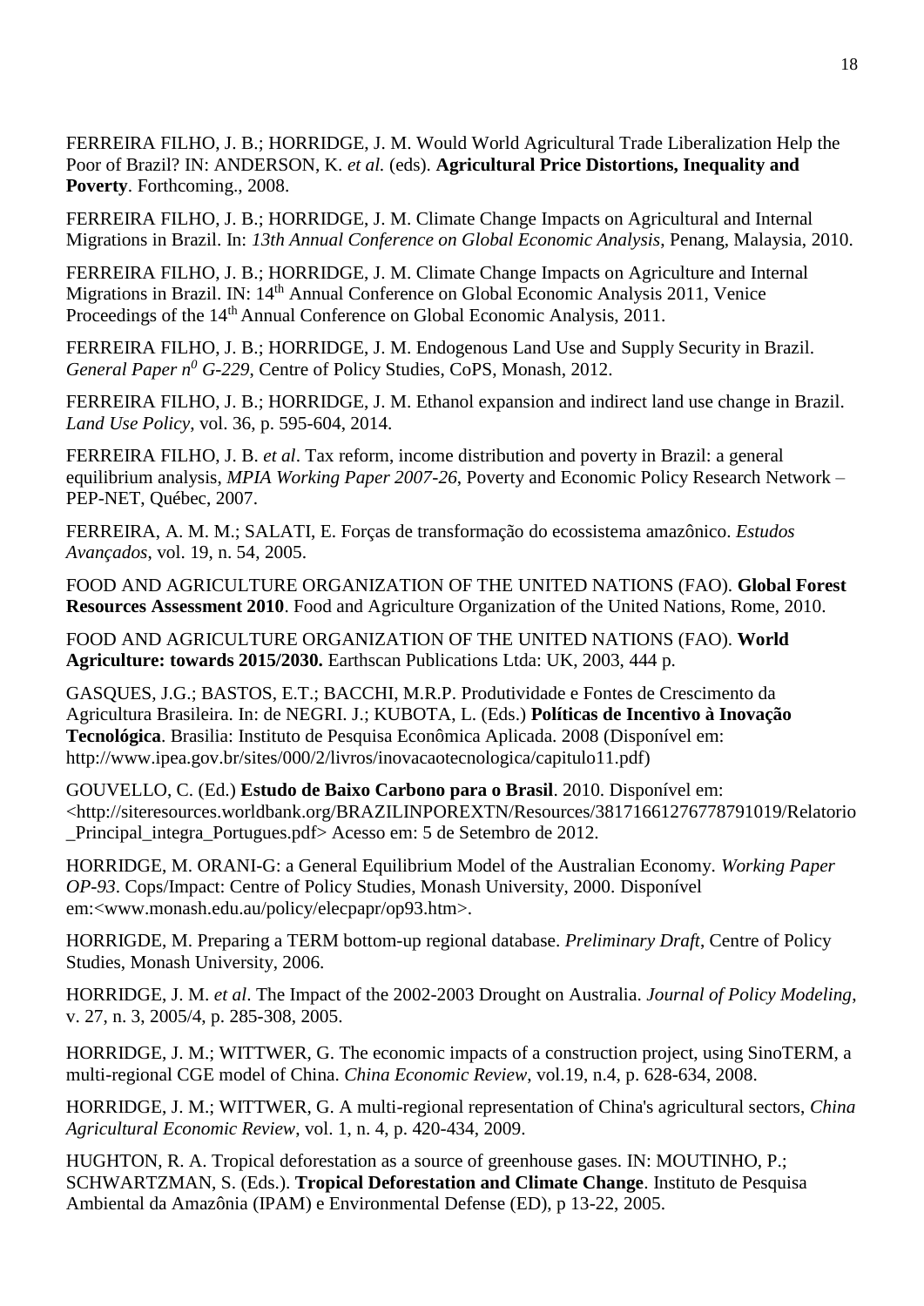FERREIRA FILHO, J. B.; HORRIDGE, J. M. Would World Agricultural Trade Liberalization Help the Poor of Brazil? IN: ANDERSON, K. *et al.* (eds). **Agricultural Price Distortions, Inequality and Poverty**. Forthcoming., 2008.

FERREIRA FILHO, J. B.; HORRIDGE, J. M. Climate Change Impacts on Agricultural and Internal Migrations in Brazil. In: *13th Annual Conference on Global Economic Analysis*, Penang, Malaysia, 2010.

FERREIRA FILHO, J. B.; HORRIDGE, J. M. Climate Change Impacts on Agriculture and Internal Migrations in Brazil. IN: 14th Annual Conference on Global Economic Analysis 2011, Venice Proceedings of the 14th Annual Conference on Global Economic Analysis, 2011.

FERREIRA FILHO, J. B.; HORRIDGE, J. M. Endogenous Land Use and Supply Security in Brazil. *General Paper n$^0$ G-229*, Centre of Policy Studies, CoPS, Monash, 2012.

FERREIRA FILHO, J. B.; HORRIDGE, J. M. Ethanol expansion and indirect land use change in Brazil. *Land Use Policy*, vol. 36, p. 595-604, 2014.

FERREIRA FILHO, J. B. *et al*. Tax reform, income distribution and poverty in Brazil: a general equilibrium analysis, *MPIA Working Paper 2007-26*, Poverty and Economic Policy Research Network – PEP-NET, Québec, 2007.

FERREIRA, A. M. M.; SALATI, E. Forças de transformação do ecossistema amazônico. *Estudos Avançados*, vol. 19, n. 54, 2005.

FOOD AND AGRICULTURE ORGANIZATION OF THE UNITED NATIONS (FAO). **Global Forest Resources Assessment 2010**. Food and Agriculture Organization of the United Nations, Rome, 2010.

FOOD AND AGRICULTURE ORGANIZATION OF THE UNITED NATIONS (FAO). **World Agriculture: towards 2015/2030.** Earthscan Publications Ltda: UK, 2003, 444 p.

GASQUES, J.G.; BASTOS, E.T.; BACCHI, M.R.P. Produtividade e Fontes de Crescimento da Agricultura Brasileira. In: de NEGRI. J.; KUBOTA, L. (Eds.) **Políticas de Incentivo à Inovação Tecnológica**. Brasilia: Instituto de Pesquisa Econômica Aplicada. 2008 (Disponível em: http://www.ipea.gov.br/sites/000/2/livros/inovacaotecnologica/capitulo11.pdf)

GOUVELLO, C. (Ed.) **Estudo de Baixo Carbono para o Brasil**. 2010. Disponível em: <http://siteresources.worldbank.org/BRAZILINPOREXTN/Resources/38171661276778791019/Relatorio_Principal_integra_Portugues.pdf> Acesso em: 5 de Setembro de 2012.

HORRIDGE, M. ORANI-G: a General Equilibrium Model of the Australian Economy. *Working Paper OP-93*. Cops/Impact: Centre of Policy Studies, Monash University, 2000. Disponível em:<www.monash.edu.au/policy/elecpapr/op93.htm>.

HORRIGDE, M. Preparing a TERM bottom-up regional database. *Preliminary Draft*, Centre of Policy Studies, Monash University, 2006.

HORRIDGE, J. M. *et al*. The Impact of the 2002-2003 Drought on Australia. *Journal of Policy Modeling*, v. 27, n. 3, 2005/4, p. 285-308, 2005.

HORRIDGE, J. M.; WITTWER, G. The economic impacts of a construction project, using SinoTERM, a multi-regional CGE model of China. *China Economic Review*, vol.19, n.4, p. 628-634, 2008.

HORRIDGE, J. M.; WITTWER, G. A multi-regional representation of China's agricultural sectors, *China Agricultural Economic Review*, vol. 1, n. 4, p. 420-434, 2009.

HUGHTON, R. A. Tropical deforestation as a source of greenhouse gases. IN: MOUTINHO, P.; SCHWARTZMAN, S. (Eds.). **Tropical Deforestation and Climate Change**. Instituto de Pesquisa Ambiental da Amazônia (IPAM) e Environmental Defense (ED), p 13-22, 2005.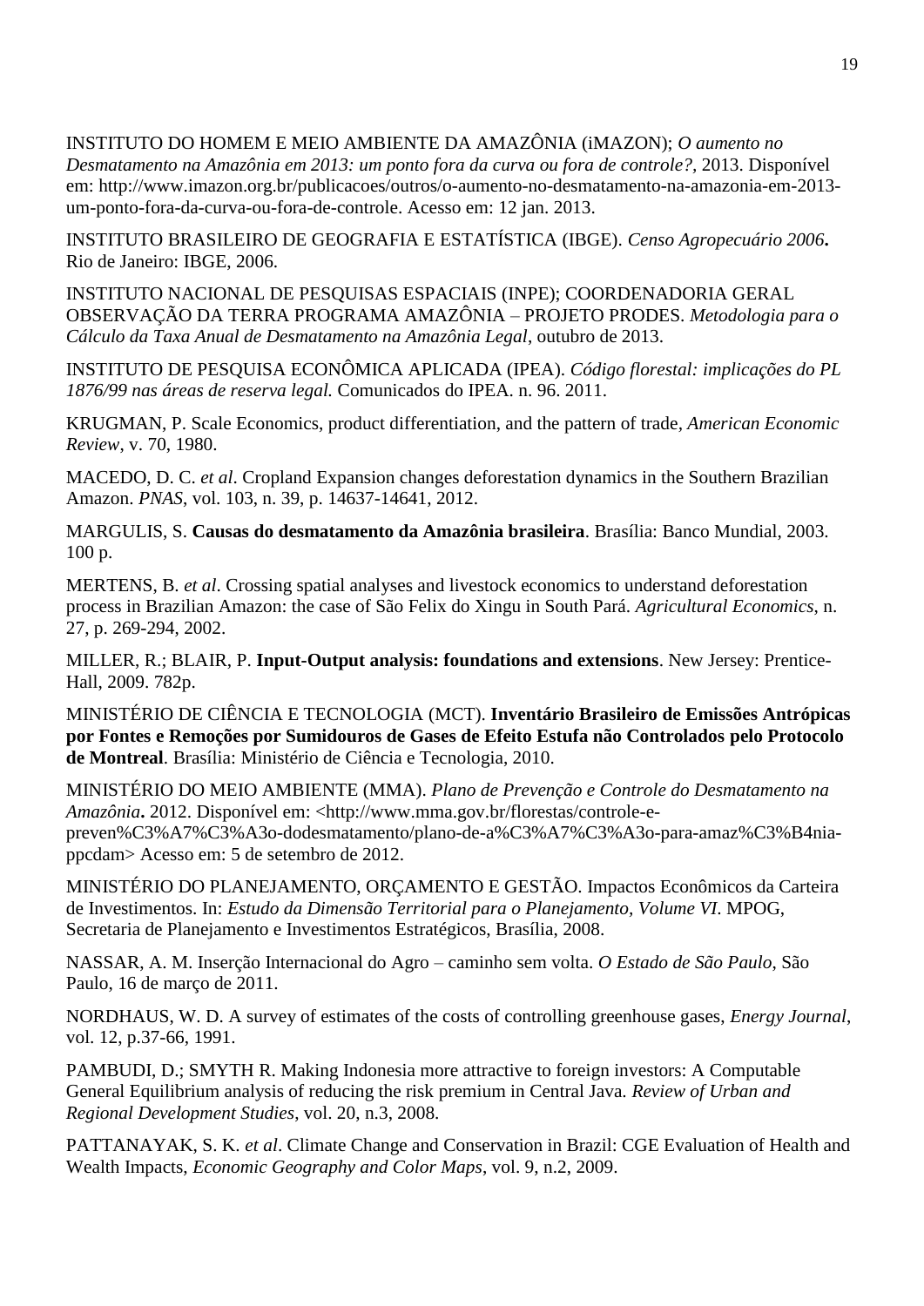INSTITUTO DO HOMEM E MEIO AMBIENTE DA AMAZÔNIA (iMAZON); *O aumento no Desmatamento na Amazônia em 2013: um ponto fora da curva ou fora de controle?*, 2013. Disponível em: http://www.imazon.org.br/publicacoes/outros/o-aumento-no-desmatamento-na-amazonia-em-2013-um-ponto-fora-da-curva-ou-fora-de-controle. Acesso em: 12 jan. 2013.

INSTITUTO BRASILEIRO DE GEOGRAFIA E ESTATÍSTICA (IBGE). *Censo Agropecuário 2006***.** Rio de Janeiro: IBGE, 2006.

INSTITUTO NACIONAL DE PESQUISAS ESPACIAIS (INPE); COORDENADORIA GERAL OBSERVAÇÃO DA TERRA PROGRAMA AMAZÔNIA – PROJETO PRODES. *Metodologia para o Cálculo da Taxa Anual de Desmatamento na Amazônia Legal*, outubro de 2013.

INSTITUTO DE PESQUISA ECONÔMICA APLICADA (IPEA). *Código florestal: implicações do PL 1876/99 nas áreas de reserva legal.* Comunicados do IPEA. n. 96. 2011.

KRUGMAN, P. Scale Economics, product differentiation, and the pattern of trade, *American Economic Review*, v. 70, 1980.

MACEDO, D. C. *et al*. Cropland Expansion changes deforestation dynamics in the Southern Brazilian Amazon. *PNAS*, vol. 103, n. 39, p. 14637-14641, 2012.

MARGULIS, S. **Causas do desmatamento da Amazônia brasileira**. Brasília: Banco Mundial, 2003. 100 p.

MERTENS, B. *et al*. Crossing spatial analyses and livestock economics to understand deforestation process in Brazilian Amazon: the case of São Felix do Xingu in South Pará. *Agricultural Economics*, n. 27, p. 269-294, 2002.

MILLER, R.; BLAIR, P. **Input-Output analysis: foundations and extensions**. New Jersey: Prentice-Hall, 2009. 782p.

MINISTÉRIO DE CIÊNCIA E TECNOLOGIA (MCT). **Inventário Brasileiro de Emissões Antrópicas por Fontes e Remoções por Sumidouros de Gases de Efeito Estufa não Controlados pelo Protocolo de Montreal**. Brasília: Ministério de Ciência e Tecnologia, 2010.

MINISTÉRIO DO MEIO AMBIENTE (MMA). *Plano de Prevenção e Controle do Desmatamento na Amazônia***.** 2012. Disponível em: <http://www.mma.gov.br/florestas/controle-e-preven%C3%A7%C3%A3o-dodesmatamento/plano-de-a%C3%A7%C3%A3o-para-amaz%C3%B4nia-ppcdam> Acesso em: 5 de setembro de 2012.

MINISTÉRIO DO PLANEJAMENTO, ORÇAMENTO E GESTÃO. Impactos Econômicos da Carteira de Investimentos. In: *Estudo da Dimensão Territorial para o Planejamento, Volume VI*. MPOG, Secretaria de Planejamento e Investimentos Estratégicos, Brasília, 2008.

NASSAR, A. M. Inserção Internacional do Agro – caminho sem volta. *O Estado de São Paulo*, São Paulo, 16 de março de 2011.

NORDHAUS, W. D. A survey of estimates of the costs of controlling greenhouse gases, *Energy Journal*, vol. 12, p.37-66, 1991.

PAMBUDI, D.; SMYTH R. Making Indonesia more attractive to foreign investors: A Computable General Equilibrium analysis of reducing the risk premium in Central Java. *Review of Urban and Regional Development Studies*, vol. 20, n.3, 2008.

PATTANAYAK, S. K. *et al*. Climate Change and Conservation in Brazil: CGE Evaluation of Health and Wealth Impacts, *Economic Geography and Color Maps*, vol. 9, n.2, 2009.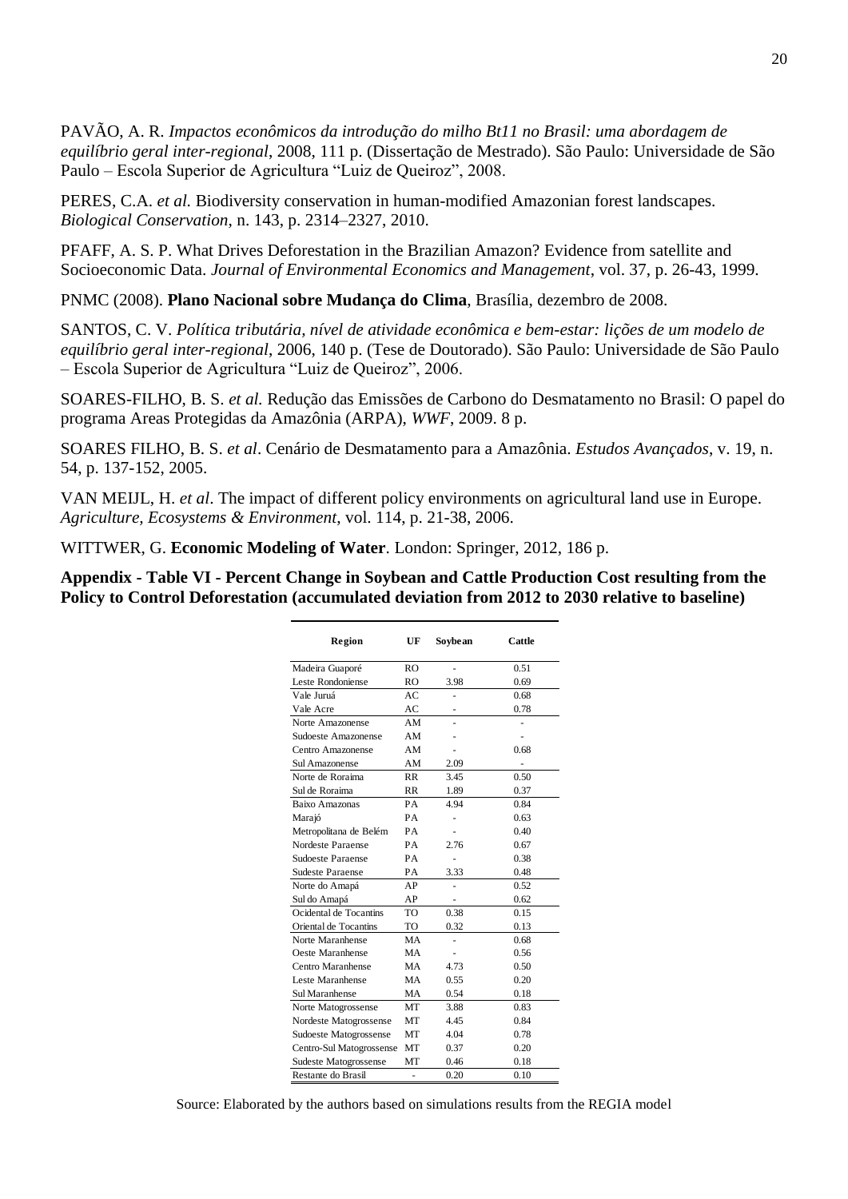PAVÃO, A. R. *Impactos econômicos da introdução do milho Bt11 no Brasil: uma abordagem de equilíbrio geral inter-regional*, 2008, 111 p. (Dissertação de Mestrado). São Paulo: Universidade de São Paulo – Escola Superior de Agricultura "Luiz de Queiroz", 2008.

PERES, C.A. *et al.* Biodiversity conservation in human-modified Amazonian forest landscapes. *Biological Conservation*, n. 143, p. 2314–2327, 2010.

PFAFF, A. S. P. What Drives Deforestation in the Brazilian Amazon? Evidence from satellite and Socioeconomic Data. *Journal of Environmental Economics and Management*, vol. 37, p. 26-43, 1999.

PNMC (2008). **Plano Nacional sobre Mudança do Clima**, Brasília, dezembro de 2008.

SANTOS, C. V. *Política tributária, nível de atividade econômica e bem-estar: lições de um modelo de equilíbrio geral inter-regional*, 2006, 140 p. (Tese de Doutorado). São Paulo: Universidade de São Paulo – Escola Superior de Agricultura "Luiz de Queiroz", 2006.

SOARES-FILHO, B. S. *et al.* Redução das Emissões de Carbono do Desmatamento no Brasil: O papel do programa Areas Protegidas da Amazônia (ARPA), *WWF*, 2009. 8 p.

SOARES FILHO, B. S. *et al*. Cenário de Desmatamento para a Amazônia. *Estudos Avançados*, v. 19, n. 54, p. 137-152, 2005.

VAN MEIJL, H. *et al*. The impact of different policy environments on agricultural land use in Europe. *Agriculture, Ecosystems & Environment*, vol. 114, p. 21-38, 2006.

WITTWER, G. **Economic Modeling of Water**. London: Springer, 2012, 186 p.

**Appendix - Table VI - Percent Change in Soybean and Cattle Production Cost resulting from the Policy to Control Deforestation (accumulated deviation from 2012 to 2030 relative to baseline)**

| Region | UF | Soybean | Cattle |
|---|---|---|---|
| Madeira Guaporé | RO | - | 0.51 |
| Leste Rondoniense | RO | 3.98 | 0.69 |
| Vale Juruá | AC | - | 0.68 |
| Vale Acre | AC | - | 0.78 |
| Norte Amazonense | AM | - | - |
| Sudoeste Amazonense | AM | - | - |
| Centro Amazonense | AM | - | 0.68 |
| Sul Amazonense | AM | 2.09 | - |
| Norte de Roraima | RR | 3.45 | 0.50 |
| Sul de Roraima | RR | 1.89 | 0.37 |
| Baixo Amazonas | PA | 4.94 | 0.84 |
| Marajó | PA | - | 0.63 |
| Metropolitana de Belém | PA | - | 0.40 |
| Nordeste Paraense | PA | 2.76 | 0.67 |
| Sudoeste Paraense | PA | - | 0.38 |
| Sudeste Paraense | PA | 3.33 | 0.48 |
| Norte do Amapá | AP | - | 0.52 |
| Sul do Amapá | AP | - | 0.62 |
| Ocidental de Tocantins | TO | 0.38 | 0.15 |
| Oriental de Tocantins | TO | 0.32 | 0.13 |
| Norte Maranhense | MA | - | 0.68 |
| Oeste Maranhense | MA | - | 0.56 |
| Centro Maranhense | MA | 4.73 | 0.50 |
| Leste Maranhense | MA | 0.55 | 0.20 |
| Sul Maranhense | MA | 0.54 | 0.18 |
| Norte Matogrossense | MT | 3.88 | 0.83 |
| Nordeste Matogrossense | MT | 4.45 | 0.84 |
| Sudoeste Matogrossense | MT | 4.04 | 0.78 |
| Centro-Sul Matogrossense | MT | 0.37 | 0.20 |
| Sudeste Matogrossense | MT | 0.46 | 0.18 |
| Restante do Brasil | - | 0.20 | 0.10 |

Source: Elaborated by the authors based on simulations results from the REGIA model